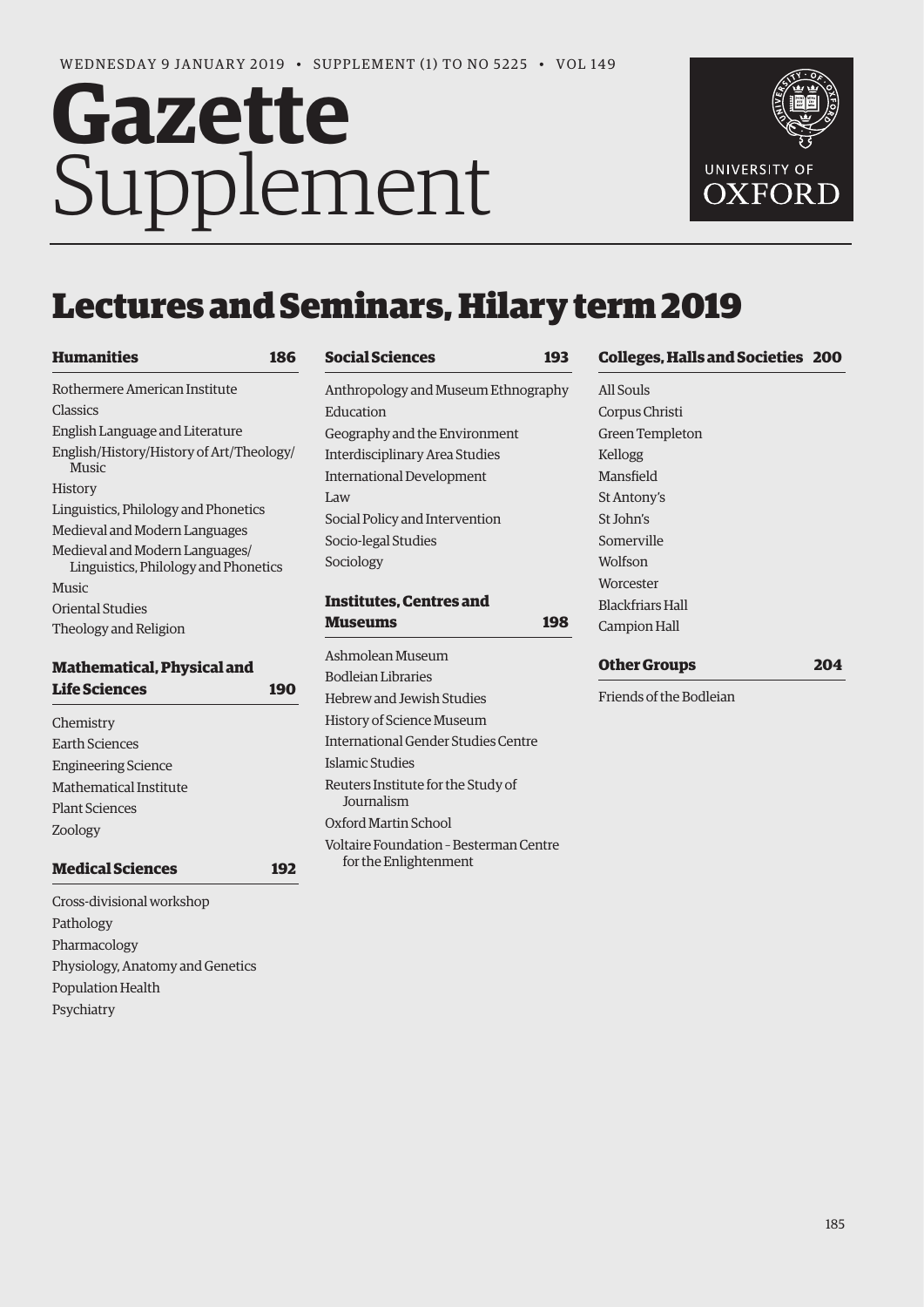WEDNESDAY 9 JANUARY 2019 • SUPPLEMENT (1) TO NO 5225 • VOL 149

# Gazette Supplement

UNIVERSITY OF OXFORD

# Lectures and Seminars, Hilary term 2019

**Humanities** 186

- Rothermere American Institute
- Classics
- English Language and Literature
- English/History/History of Art/Theology/Music
- History
- Linguistics, Philology and Phonetics
- Medieval and Modern Languages
- Medieval and Modern Languages/Linguistics, Philology and Phonetics
- Music
- Oriental Studies
- Theology and Religion

**Mathematical, Physical and Life Sciences** 190

- Chemistry
- Earth Sciences
- Engineering Science
- Mathematical Institute
- Plant Sciences
- Zoology

**Medical Sciences** 192

- Cross-divisional workshop
- Pathology
- Pharmacology
- Physiology, Anatomy and Genetics
- Population Health
- Psychiatry

**Social Sciences** 193

- Anthropology and Museum Ethnography
- Education
- Geography and the Environment
- Interdisciplinary Area Studies
- International Development
- Law
- Social Policy and Intervention
- Socio-legal Studies
- Sociology

**Institutes, Centres and Museums** 198

- Ashmolean Museum
- Bodleian Libraries
- Hebrew and Jewish Studies
- History of Science Museum
- International Gender Studies Centre
- Islamic Studies
- Reuters Institute for the Study of Journalism
- Oxford Martin School
- Voltaire Foundation – Besterman Centre for the Enlightenment

**Colleges, Halls and Societies** 200

- All Souls
- Corpus Christi
- Green Templeton
- Kellogg
- Mansfield
- St Antony's
- St John's
- Somerville
- Wolfson
- Worcester
- Blackfriars Hall
- Campion Hall

**Other Groups** 204

- Friends of the Bodleian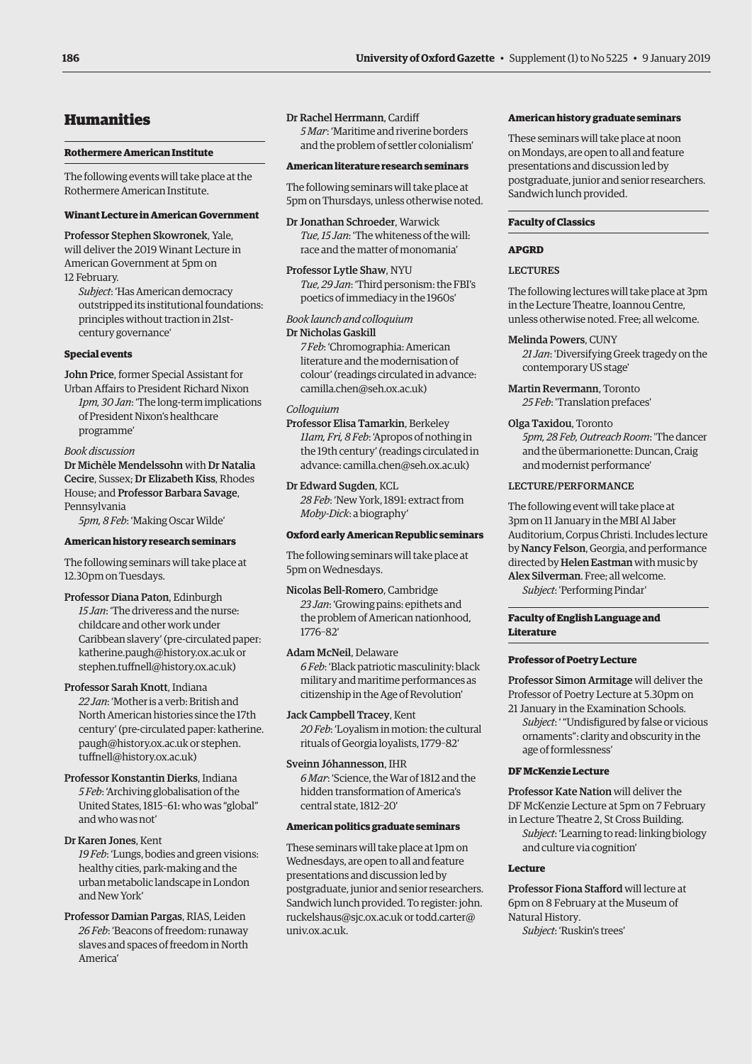# Humanities

## Rothermere American Institute

The following events will take place at the Rothermere American Institute.

### Winant Lecture in American Government

**Professor Stephen Skowronek**, Yale, will deliver the 2019 Winant Lecture in American Government at 5pm on 12 February.

*Subject*: 'Has American democracy outstripped its institutional foundations: principles without traction in 21st-century governance'

### Special events

**John Price**, former Special Assistant for Urban Affairs to President Richard Nixon
*1pm, 30 Jan*: 'The long-term implications of President Nixon's healthcare programme'

*Book discussion*
**Dr Michèle Mendelssohn** with **Dr Natalia Cecire**, Sussex; **Dr Elizabeth Kiss**, Rhodes House; and **Professor Barbara Savage**, Pennsylvania
*5pm, 8 Feb*: 'Making Oscar Wilde'

### American history research seminars

The following seminars will take place at 12.30pm on Tuesdays.

**Professor Diana Paton**, Edinburgh
*15 Jan*: 'The driveress and the nurse: childcare and other work under Caribbean slavery' (pre-circulated paper: katherine.paugh@history.ox.ac.uk or stephen.tuffnell@history.ox.ac.uk)

**Professor Sarah Knott**, Indiana
*22 Jan*: 'Mother is a verb: British and North American histories since the 17th century' (pre-circulated paper: katherine.paugh@history.ox.ac.uk or stephen.tuffnell@history.ox.ac.uk)

**Professor Konstantin Dierks**, Indiana
*5 Feb*: 'Archiving globalisation of the United States, 1815–61: who was "global" and who was not'

**Dr Karen Jones**, Kent
*19 Feb*: 'Lungs, bodies and green visions: healthy cities, park-making and the urban metabolic landscape in London and New York'

**Professor Damian Pargas**, RIAS, Leiden
*26 Feb*: 'Beacons of freedom: runaway slaves and spaces of freedom in North America'

**Dr Rachel Herrmann**, Cardiff
*5 Mar*: 'Maritime and riverine borders and the problem of settler colonialism'

### American literature research seminars

The following seminars will take place at 5pm on Thursdays, unless otherwise noted.

**Dr Jonathan Schroeder**, Warwick
*Tue, 15 Jan*: 'The whiteness of the will: race and the matter of monomania'

**Professor Lytle Shaw**, NYU
*Tue, 29 Jan*: 'Third personism: the FBI's poetics of immediacy in the 1960s'

*Book launch and colloquium*
**Dr Nicholas Gaskill**
*7 Feb*: 'Chromographia: American literature and the modernisation of colour' (readings circulated in advance: camilla.chen@seh.ox.ac.uk)

*Colloquium*
**Professor Elisa Tamarkin**, Berkeley
*11am, Fri, 8 Feb*: 'Apropos of nothing in the 19th century' (readings circulated in advance: camilla.chen@seh.ox.ac.uk)

**Dr Edward Sugden**, KCL
*28 Feb*: 'New York, 1891: extract from *Moby-Dick*: a biography'

### Oxford early American Republic seminars

The following seminars will take place at 5pm on Wednesdays.

**Nicolas Bell-Romero**, Cambridge
*23 Jan*: 'Growing pains: epithets and the problem of American nationhood, 1776–82'

**Adam McNeil**, Delaware
*6 Feb*: 'Black patriotic masculinity: black military and maritime performances as citizenship in the Age of Revolution'

**Jack Campbell Tracey**, Kent
*20 Feb*: 'Loyalism in motion: the cultural rituals of Georgia loyalists, 1779–82'

**Sveinn Jóhannesson**, IHR
*6 Mar*: 'Science, the War of 1812 and the hidden transformation of America's central state, 1812–20'

### American politics graduate seminars

These seminars will take place at 1pm on Wednesdays, are open to all and feature presentations and discussion led by postgraduate, junior and senior researchers. Sandwich lunch provided. To register: john.ruckelshaus@sjc.ox.ac.uk or todd.carter@univ.ox.ac.uk.

### American history graduate seminars

These seminars will take place at noon on Mondays, are open to all and feature presentations and discussion led by postgraduate, junior and senior researchers. Sandwich lunch provided.

## Faculty of Classics

### APGRD

#### LECTURES

The following lectures will take place at 3pm in the Lecture Theatre, Ioannou Centre, unless otherwise noted. Free; all welcome.

**Melinda Powers**, CUNY
*21 Jan*: 'Diversifying Greek tragedy on the contemporary US stage'

**Martin Revermann**, Toronto
*25 Feb*: 'Translation prefaces'

**Olga Taxidou**, Toronto
*5pm, 28 Feb, Outreach Room*: 'The dancer and the übermarionette: Duncan, Craig and modernist performance'

#### LECTURE/PERFORMANCE

The following event will take place at 3pm on 11 January in the MBI Al Jaber Auditorium, Corpus Christi. Includes lecture by **Nancy Felson**, Georgia, and performance directed by **Helen Eastman** with music by **Alex Silverman**. Free; all welcome.
*Subject*: 'Performing Pindar'

## Faculty of English Language and Literature

### Professor of Poetry Lecture

**Professor Simon Armitage** will deliver the Professor of Poetry Lecture at 5.30pm on 21 January in the Examination Schools.
*Subject*: ' "Undisfigured by false or vicious ornaments": clarity and obscurity in the age of formlessness'

### DF McKenzie Lecture

**Professor Kate Nation** will deliver the DF McKenzie Lecture at 5pm on 7 February in Lecture Theatre 2, St Cross Building.
*Subject*: 'Learning to read: linking biology and culture via cognition'

### Lecture

**Professor Fiona Stafford** will lecture at 6pm on 8 February at the Museum of Natural History.
*Subject*: 'Ruskin's trees'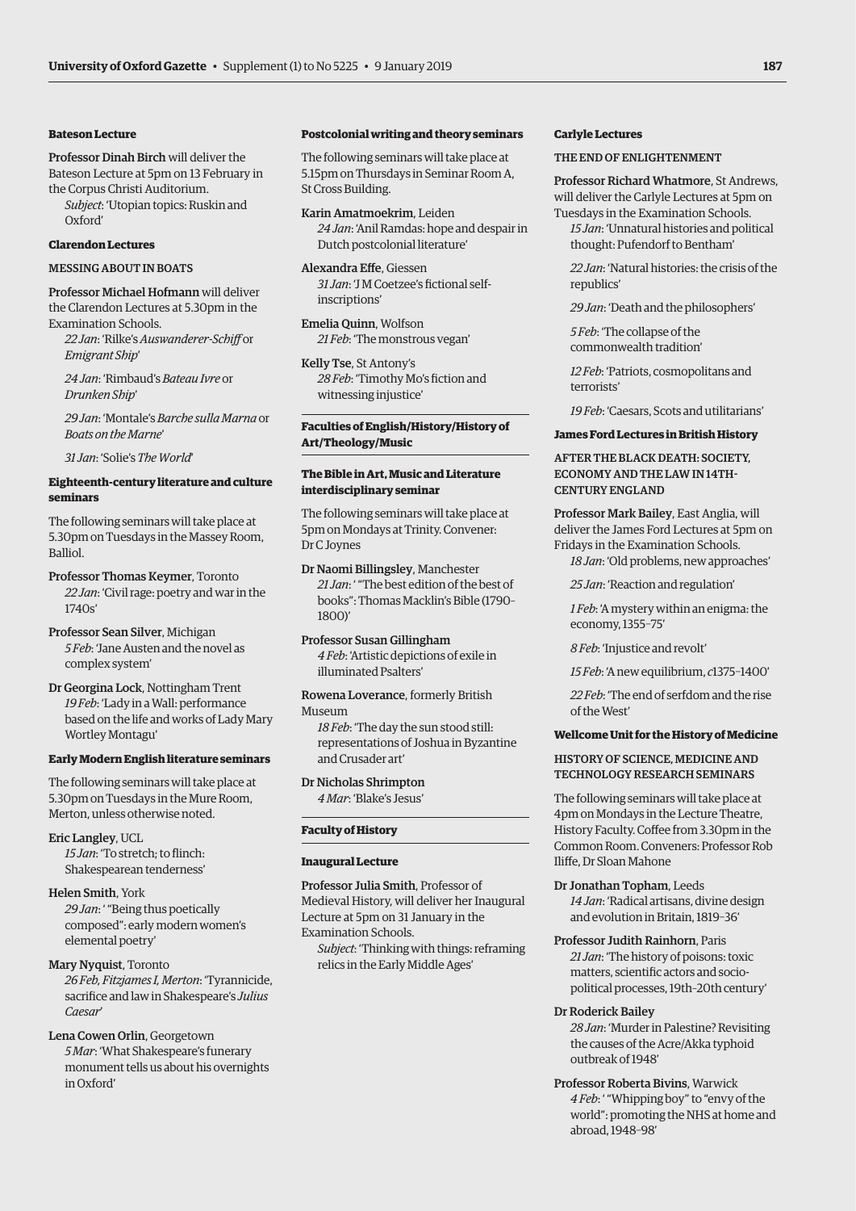**Bateson Lecture**

**Professor Dinah Birch** will deliver the Bateson Lecture at 5pm on 13 February in the Corpus Christi Auditorium.

*Subject*: 'Utopian topics: Ruskin and Oxford'

**Clarendon Lectures**

MESSING ABOUT IN BOATS

**Professor Michael Hofmann** will deliver the Clarendon Lectures at 5.30pm in the Examination Schools.

*22 Jan*: 'Rilke's *Auswanderer-Schiff* or *Emigrant Ship*'

*24 Jan*: 'Rimbaud's *Bateau Ivre* or *Drunken Ship*'

*29 Jan*: 'Montale's *Barche sulla Marna* or *Boats on the Marne*'

*31 Jan*: 'Solie's *The World*'

**Eighteenth-century literature and culture seminars**

The following seminars will take place at 5.30pm on Tuesdays in the Massey Room, Balliol.

**Professor Thomas Keymer**, Toronto
*22 Jan*: 'Civil rage: poetry and war in the 1740s'

**Professor Sean Silver**, Michigan
*5 Feb*: 'Jane Austen and the novel as complex system'

**Dr Georgina Lock**, Nottingham Trent
*19 Feb*: 'Lady in a Wall: performance based on the life and works of Lady Mary Wortley Montagu'

**Early Modern English literature seminars**

The following seminars will take place at 5.30pm on Tuesdays in the Mure Room, Merton, unless otherwise noted.

**Eric Langley**, UCL
*15 Jan*: 'To stretch; to flinch: Shakespearean tenderness'

**Helen Smith**, York
*29 Jan*: ' "Being thus poetically composed": early modern women's elemental poetry'

**Mary Nyquist**, Toronto
*26 Feb, Fitzjames I, Merton*: 'Tyrannicide, sacrifice and law in Shakespeare's *Julius Caesar*'

**Lena Cowen Orlin**, Georgetown
*5 Mar*: 'What Shakespeare's funerary monument tells us about his overnights in Oxford'

**Postcolonial writing and theory seminars**

The following seminars will take place at 5.15pm on Thursdays in Seminar Room A, St Cross Building.

**Karin Amatmoekrim**, Leiden
*24 Jan*: 'Anil Ramdas: hope and despair in Dutch postcolonial literature'

**Alexandra Effe**, Giessen
*31 Jan*: 'J M Coetzee's fictional self-inscriptions'

**Emelia Quinn**, Wolfson
*21 Feb*: 'The monstrous vegan'

**Kelly Tse**, St Antony's
*28 Feb*: 'Timothy Mo's fiction and witnessing injustice'

**Faculties of English/History/History of Art/Theology/Music**

**The Bible in Art, Music and Literature interdisciplinary seminar**

The following seminars will take place at 5pm on Mondays at Trinity. Convener: Dr C Joynes

**Dr Naomi Billingsley**, Manchester
*21 Jan*: ' "The best edition of the best of books": Thomas Macklin's Bible (1790–1800)'

**Professor Susan Gillingham**
*4 Feb*: 'Artistic depictions of exile in illuminated Psalters'

**Rowena Loverance**, formerly British Museum
*18 Feb*: 'The day the sun stood still: representations of Joshua in Byzantine and Crusader art'

**Dr Nicholas Shrimpton**
*4 Mar*: 'Blake's Jesus'

**Faculty of History**

**Inaugural Lecture**

**Professor Julia Smith**, Professor of Medieval History, will deliver her Inaugural Lecture at 5pm on 31 January in the Examination Schools.

*Subject*: 'Thinking with things: reframing relics in the Early Middle Ages'

**Carlyle Lectures**

THE END OF ENLIGHTENMENT

**Professor Richard Whatmore**, St Andrews, will deliver the Carlyle Lectures at 5pm on Tuesdays in the Examination Schools.

*15 Jan*: 'Unnatural histories and political thought: Pufendorf to Bentham'

*22 Jan*: 'Natural histories: the crisis of the republics'

*29 Jan*: 'Death and the philosophers'

*5 Feb*: 'The collapse of the commonwealth tradition'

*12 Feb*: 'Patriots, cosmopolitans and terrorists'

*19 Feb*: 'Caesars, Scots and utilitarians'

**James Ford Lectures in British History**

AFTER THE BLACK DEATH: SOCIETY, ECONOMY AND THE LAW IN 14TH-CENTURY ENGLAND

**Professor Mark Bailey**, East Anglia, will deliver the James Ford Lectures at 5pm on Fridays in the Examination Schools.

*18 Jan*: 'Old problems, new approaches'

*25 Jan*: 'Reaction and regulation'

*1 Feb*: 'A mystery within an enigma: the economy, 1355–75'

*8 Feb*: 'Injustice and revolt'

*15 Feb*: 'A new equilibrium, *c*1375–1400'

*22 Feb*: 'The end of serfdom and the rise of the West'

**Wellcome Unit for the History of Medicine**

HISTORY OF SCIENCE, MEDICINE AND TECHNOLOGY RESEARCH SEMINARS

The following seminars will take place at 4pm on Mondays in the Lecture Theatre, History Faculty. Coffee from 3.30pm in the Common Room. Conveners: Professor Rob Iliffe, Dr Sloan Mahone

**Dr Jonathan Topham**, Leeds
*14 Jan*: 'Radical artisans, divine design and evolution in Britain, 1819–36'

**Professor Judith Rainhorn**, Paris
*21 Jan*: 'The history of poisons: toxic matters, scientific actors and socio-political processes, 19th–20th century'

**Dr Roderick Bailey**
*28 Jan*: 'Murder in Palestine? Revisiting the causes of the Acre/Akka typhoid outbreak of 1948'

**Professor Roberta Bivins**, Warwick
*4 Feb*: ' "Whipping boy" to "envy of the world": promoting the NHS at home and abroad, 1948–98'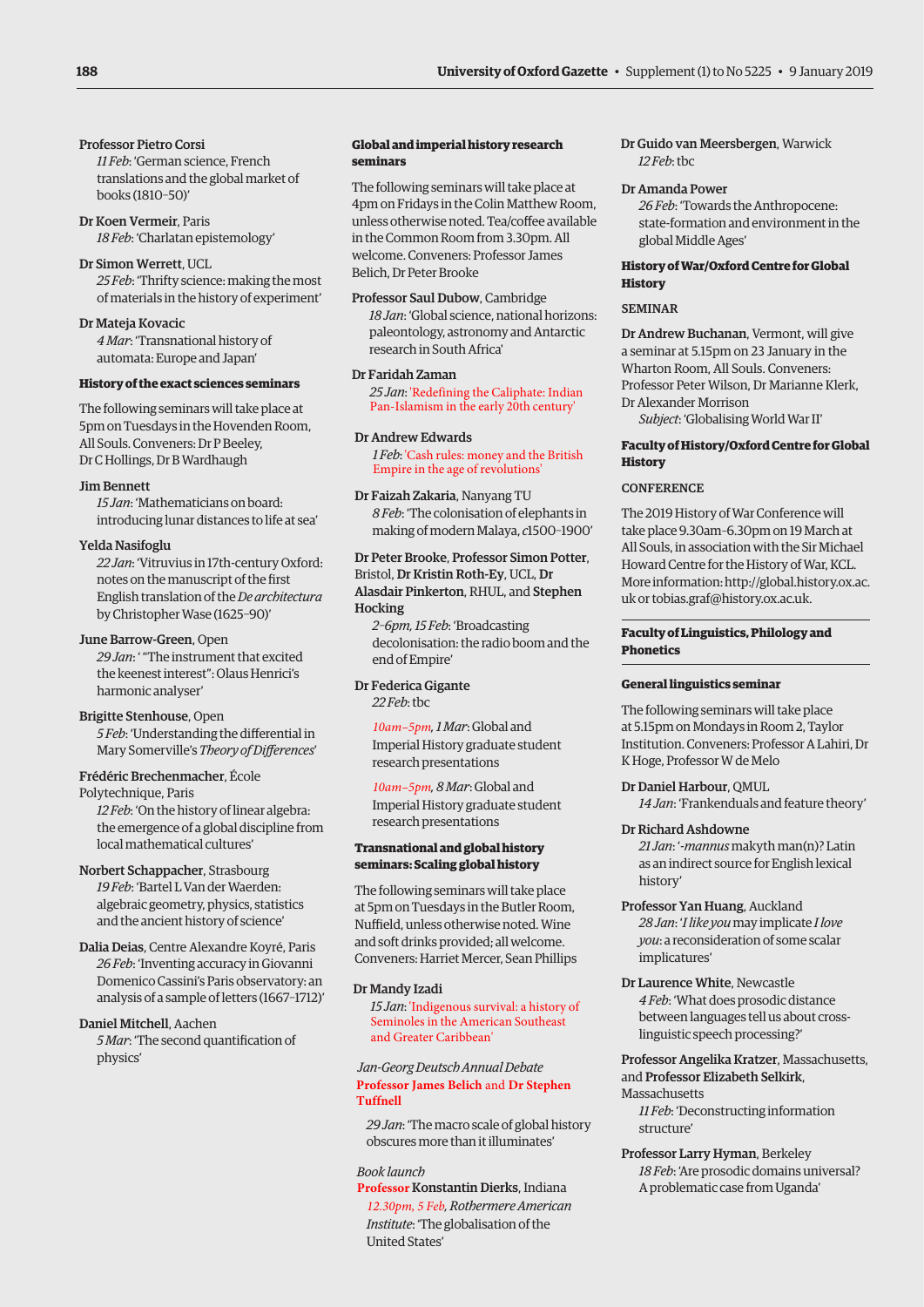**Professor Pietro Corsi**
*11 Feb*: 'German science, French translations and the global market of books (1810–50)'

**Dr Koen Vermeir**, Paris
*18 Feb*: 'Charlatan epistemology'

**Dr Simon Werrett**, UCL
*25 Feb*: 'Thrifty science: making the most of materials in the history of experiment'

**Dr Mateja Kovacic**
*4 Mar*: 'Transnational history of automata: Europe and Japan'

#### History of the exact sciences seminars

The following seminars will take place at 5pm on Tuesdays in the Hovenden Room, All Souls. Conveners: Dr P Beeley, Dr C Hollings, Dr B Wardhaugh

**Jim Bennett**
*15 Jan*: 'Mathematicians on board: introducing lunar distances to life at sea'

**Yelda Nasifoglu**
*22 Jan*: 'Vitruvius in 17th-century Oxford: notes on the manuscript of the first English translation of the *De architectura* by Christopher Wase (1625–90)'

**June Barrow-Green**, Open
*29 Jan*: ' "The instrument that excited the keenest interest": Olaus Henrici's harmonic analyser'

**Brigitte Stenhouse**, Open
*5 Feb*: 'Understanding the differential in Mary Somerville's *Theory of Differences*'

**Frédéric Brechenmacher**, École Polytechnique, Paris
*12 Feb*: 'On the history of linear algebra: the emergence of a global discipline from local mathematical cultures'

**Norbert Schappacher**, Strasbourg
*19 Feb*: 'Bartel L Van der Waerden: algebraic geometry, physics, statistics and the ancient history of science'

**Dalia Deias**, Centre Alexandre Koyré, Paris
*26 Feb*: 'Inventing accuracy in Giovanni Domenico Cassini's Paris observatory: an analysis of a sample of letters (1667–1712)'

**Daniel Mitchell**, Aachen
*5 Mar*: 'The second quantification of physics'

#### Global and imperial history research seminars

The following seminars will take place at 4pm on Fridays in the Colin Matthew Room, unless otherwise noted. Tea/coffee available in the Common Room from 3.30pm. All welcome. Conveners: Professor James Belich, Dr Peter Brooke

**Professor Saul Dubow**, Cambridge
*18 Jan*: 'Global science, national horizons: paleontology, astronomy and Antarctic research in South Africa'

**Dr Faridah Zaman**
*25 Jan*: 'Redefining the Caliphate: Indian Pan-Islamism in the early 20th century'

**Dr Andrew Edwards**
*1 Feb*: 'Cash rules: money and the British Empire in the age of revolutions'

**Dr Faizah Zakaria**, Nanyang TU
*8 Feb*: 'The colonisation of elephants in making of modern Malaya, *c*1500–1900'

**Dr Peter Brooke**, **Professor Simon Potter**, Bristol, **Dr Kristin Roth-Ey**, UCL, **Dr Alasdair Pinkerton**, RHUL, and **Stephen Hocking**
*2–6pm, 15 Feb*: 'Broadcasting decolonisation: the radio boom and the end of Empire'

**Dr Federica Gigante**
*22 Feb*: tbc

*10am–5pm, 1 Mar*: Global and Imperial History graduate student research presentations

*10am–5pm, 8 Mar*: Global and Imperial History graduate student research presentations

#### Transnational and global history seminars: Scaling global history

The following seminars will take place at 5pm on Tuesdays in the Butler Room, Nuffield, unless otherwise noted. Wine and soft drinks provided; all welcome. Conveners: Harriet Mercer, Sean Phillips

**Dr Mandy Izadi**
*15 Jan*: 'Indigenous survival: a history of Seminoles in the American Southeast and Greater Caribbean'

*Jan-Georg Deutsch Annual Debate*
**Professor James Belich** and **Dr Stephen Tuffnell**

*29 Jan*: 'The macro scale of global history obscures more than it illuminates'

*Book launch*
**Professor Konstantin Dierks**, Indiana
*12.30pm, 5 Feb, Rothermere American Institute*: 'The globalisation of the United States'

**Dr Guido van Meersbergen**, Warwick
*12 Feb*: tbc

**Dr Amanda Power**
*26 Feb*: 'Towards the Anthropocene: state-formation and environment in the global Middle Ages'

#### History of War/Oxford Centre for Global History

SEMINAR

**Dr Andrew Buchanan**, Vermont, will give a seminar at 5.15pm on 23 January in the Wharton Room, All Souls. Conveners: Professor Peter Wilson, Dr Marianne Klerk, Dr Alexander Morrison
*Subject*: 'Globalising World War II'

#### Faculty of History/Oxford Centre for Global History

CONFERENCE

The 2019 History of War Conference will take place 9.30am–6.30pm on 19 March at All Souls, in association with the Sir Michael Howard Centre for the History of War, KCL. More information: http://global.history.ox.ac.uk or tobias.graf@history.ox.ac.uk.

### Faculty of Linguistics, Philology and Phonetics

#### General linguistics seminar

The following seminars will take place at 5.15pm on Mondays in Room 2, Taylor Institution. Conveners: Professor A Lahiri, Dr K Hoge, Professor W de Melo

**Dr Daniel Harbour**, QMUL
*14 Jan*: 'Frankenduals and feature theory'

**Dr Richard Ashdowne**
*21 Jan*: '*-mannus* makyth man(n)? Latin as an indirect source for English lexical history'

**Professor Yan Huang**, Auckland
*28 Jan*: '*I like you* may implicate *I love you*: a reconsideration of some scalar implicatures'

**Dr Laurence White**, Newcastle
*4 Feb*: 'What does prosodic distance between languages tell us about cross-linguistic speech processing?'

**Professor Angelika Kratzer**, Massachusetts, and **Professor Elizabeth Selkirk**, Massachusetts
*11 Feb*: 'Deconstructing information structure'

**Professor Larry Hyman**, Berkeley
*18 Feb*: 'Are prosodic domains universal? A problematic case from Uganda'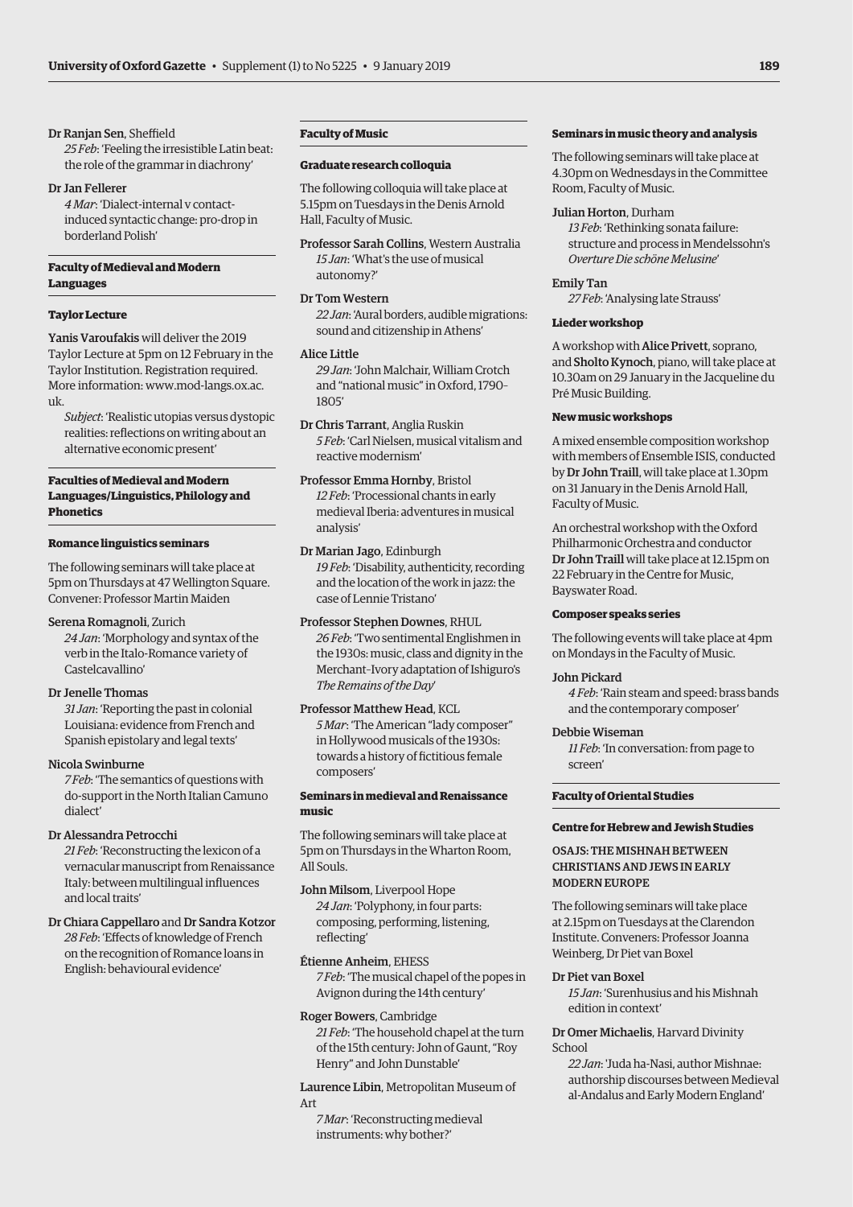**Dr Ranjan Sen**, Sheffield
*25 Feb*: 'Feeling the irresistible Latin beat: the role of the grammar in diachrony'

**Dr Jan Fellerer**
*4 Mar*: 'Dialect-internal v contact-induced syntactic change: pro-drop in borderland Polish'

## Faculty of Medieval and Modern Languages

### Taylor Lecture

**Yanis Varoufakis** will deliver the 2019 Taylor Lecture at 5pm on 12 February in the Taylor Institution. Registration required. More information: www.mod-langs.ox.ac.uk.

*Subject*: 'Realistic utopias versus dystopic realities: reflections on writing about an alternative economic present'

## Faculties of Medieval and Modern Languages/Linguistics, Philology and Phonetics

### Romance linguistics seminars

The following seminars will take place at 5pm on Thursdays at 47 Wellington Square. Convener: Professor Martin Maiden

**Serena Romagnoli**, Zurich
*24 Jan*: 'Morphology and syntax of the verb in the Italo-Romance variety of Castelcavallino'

**Dr Jenelle Thomas**
*31 Jan*: 'Reporting the past in colonial Louisiana: evidence from French and Spanish epistolary and legal texts'

**Nicola Swinburne**
*7 Feb*: 'The semantics of questions with do-support in the North Italian Camuno dialect'

**Dr Alessandra Petrocchi**
*21 Feb*: 'Reconstructing the lexicon of a vernacular manuscript from Renaissance Italy: between multilingual influences and local traits'

**Dr Chiara Cappellaro** and **Dr Sandra Kotzor**
*28 Feb*: 'Effects of knowledge of French on the recognition of Romance loans in English: behavioural evidence'

## Faculty of Music

### Graduate research colloquia

The following colloquia will take place at 5.15pm on Tuesdays in the Denis Arnold Hall, Faculty of Music.

**Professor Sarah Collins**, Western Australia
*15 Jan*: 'What's the use of musical autonomy?'

**Dr Tom Western**
*22 Jan*: 'Aural borders, audible migrations: sound and citizenship in Athens'

**Alice Little**
*29 Jan*: 'John Malchair, William Crotch and "national music" in Oxford, 1790–1805'

**Dr Chris Tarrant**, Anglia Ruskin
*5 Feb*: 'Carl Nielsen, musical vitalism and reactive modernism'

**Professor Emma Hornby**, Bristol
*12 Feb*: 'Processional chants in early medieval Iberia: adventures in musical analysis'

**Dr Marian Jago**, Edinburgh
*19 Feb*: 'Disability, authenticity, recording and the location of the work in jazz: the case of Lennie Tristano'

**Professor Stephen Downes**, RHUL
*26 Feb*: 'Two sentimental Englishmen in the 1930s: music, class and dignity in the Merchant–Ivory adaptation of Ishiguro's *The Remains of the Day*'

**Professor Matthew Head**, KCL
*5 Mar*: 'The American "lady composer" in Hollywood musicals of the 1930s: towards a history of fictitious female composers'

### Seminars in medieval and Renaissance music

The following seminars will take place at 5pm on Thursdays in the Wharton Room, All Souls.

**John Milsom**, Liverpool Hope
*24 Jan*: 'Polyphony, in four parts: composing, performing, listening, reflecting'

**Étienne Anheim**, EHESS
*7 Feb*: 'The musical chapel of the popes in Avignon during the 14th century'

**Roger Bowers**, Cambridge
*21 Feb*: 'The household chapel at the turn of the 15th century: John of Gaunt, "Roy Henry" and John Dunstable'

**Laurence Libin**, Metropolitan Museum of Art
*7 Mar*: 'Reconstructing medieval instruments: why bother?'

### Seminars in music theory and analysis

The following seminars will take place at 4.30pm on Wednesdays in the Committee Room, Faculty of Music.

**Julian Horton**, Durham
*13 Feb*: 'Rethinking sonata failure: structure and process in Mendelssohn's *Overture Die schöne Melusine*'

**Emily Tan**
*27 Feb*: 'Analysing late Strauss'

### Lieder workshop

A workshop with **Alice Privett**, soprano, and **Sholto Kynoch**, piano, will take place at 10.30am on 29 January in the Jacqueline du Pré Music Building.

### New music workshops

A mixed ensemble composition workshop with members of Ensemble ISIS, conducted by **Dr John Traill**, will take place at 1.30pm on 31 January in the Denis Arnold Hall, Faculty of Music.

An orchestral workshop with the Oxford Philharmonic Orchestra and conductor **Dr John Traill** will take place at 12.15pm on 22 February in the Centre for Music, Bayswater Road.

### Composer speaks series

The following events will take place at 4pm on Mondays in the Faculty of Music.

**John Pickard**
*4 Feb*: 'Rain steam and speed: brass bands and the contemporary composer'

**Debbie Wiseman**
*11 Feb*: 'In conversation: from page to screen'

## Faculty of Oriental Studies

### Centre for Hebrew and Jewish Studies

OSAJS: THE MISHNAH BETWEEN CHRISTIANS AND JEWS IN EARLY MODERN EUROPE

The following seminars will take place at 2.15pm on Tuesdays at the Clarendon Institute. Conveners: Professor Joanna Weinberg, Dr Piet van Boxel

**Dr Piet van Boxel**
*15 Jan*: 'Surenhusius and his Mishnah edition in context'

**Dr Omer Michaelis**, Harvard Divinity School
*22 Jan*: 'Juda ha-Nasi, author Mishnae: authorship discourses between Medieval al-Andalus and Early Modern England'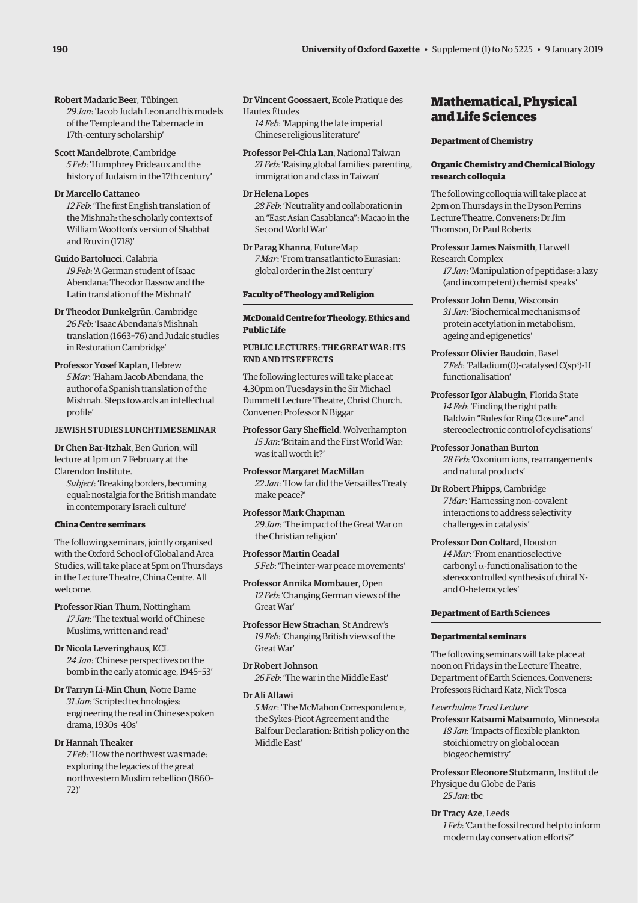Robert Madaric Beer, Tübingen
*29 Jan*: 'Jacob Judah Leon and his models of the Temple and the Tabernacle in 17th-century scholarship'

Scott Mandelbrote, Cambridge
*5 Feb*: 'Humphrey Prideaux and the history of Judaism in the 17th century'

Dr Marcello Cattaneo
*12 Feb*: 'The first English translation of the Mishnah: the scholarly contexts of William Wootton's version of Shabbat and Eruvin (1718)'

Guido Bartolucci, Calabria
*19 Feb*: 'A German student of Isaac Abendana: Theodor Dassow and the Latin translation of the Mishnah'

Dr Theodor Dunkelgrün, Cambridge
*26 Feb*: 'Isaac Abendana's Mishnah translation (1663–76) and Judaic studies in Restoration Cambridge'

Professor Yosef Kaplan, Hebrew
*5 Mar*: 'Haham Jacob Abendana, the author of a Spanish translation of the Mishnah. Steps towards an intellectual profile'

JEWISH STUDIES LUNCHTIME SEMINAR

Dr Chen Bar-Itzhak, Ben Gurion, will lecture at 1pm on 7 February at the Clarendon Institute.
*Subject*: 'Breaking borders, becoming equal: nostalgia for the British mandate in contemporary Israeli culture'

**China Centre seminars**

The following seminars, jointly organised with the Oxford School of Global and Area Studies, will take place at 5pm on Thursdays in the Lecture Theatre, China Centre. All welcome.

Professor Rian Thum, Nottingham
*17 Jan*: 'The textual world of Chinese Muslims, written and read'

Dr Nicola Leveringhaus, KCL
*24 Jan*: 'Chinese perspectives on the bomb in the early atomic age, 1945–53'

Dr Tarryn Li-Min Chun, Notre Dame
*31 Jan*: 'Scripted technologies: engineering the real in Chinese spoken drama, 1930s–40s'

Dr Hannah Theaker
*7 Feb*: 'How the northwest was made: exploring the legacies of the great northwestern Muslim rebellion (1860–72)'

Dr Vincent Goossaert, Ecole Pratique des Hautes Études
*14 Feb*: 'Mapping the late imperial Chinese religious literature'

Professor Pei-Chia Lan, National Taiwan
*21 Feb*: 'Raising global families: parenting, immigration and class in Taiwan'

Dr Helena Lopes
*28 Feb*: 'Neutrality and collaboration in an "East Asian Casablanca": Macao in the Second World War'

Dr Parag Khanna, FutureMap
*7 Mar*: 'From transatlantic to Eurasian: global order in the 21st century'

**Faculty of Theology and Religion**

**McDonald Centre for Theology, Ethics and Public Life**

PUBLIC LECTURES: THE GREAT WAR: ITS END AND ITS EFFECTS

The following lectures will take place at 4.30pm on Tuesdays in the Sir Michael Dummett Lecture Theatre, Christ Church. Convener: Professor N Biggar

Professor Gary Sheffield, Wolverhampton
*15 Jan*: 'Britain and the First World War: was it all worth it?'

Professor Margaret MacMillan
*22 Jan*: 'How far did the Versailles Treaty make peace?'

Professor Mark Chapman
*29 Jan*: 'The impact of the Great War on the Christian religion'

Professor Martin Ceadal
*5 Feb*: 'The inter-war peace movements'

Professor Annika Mombauer, Open
*12 Feb*: 'Changing German views of the Great War'

Professor Hew Strachan, St Andrew's
*19 Feb*: 'Changing British views of the Great War'

Dr Robert Johnson
*26 Feb*: 'The war in the Middle East'

Dr Ali Allawi
*5 Mar*: 'The McMahon Correspondence, the Sykes-Picot Agreement and the Balfour Declaration: British policy on the Middle East'

# Mathematical, Physical and Life Sciences

**Department of Chemistry**

**Organic Chemistry and Chemical Biology research colloquia**

The following colloquia will take place at 2pm on Thursdays in the Dyson Perrins Lecture Theatre. Conveners: Dr Jim Thomson, Dr Paul Roberts

Professor James Naismith, Harwell Research Complex
*17 Jan*: 'Manipulation of peptidase: a lazy (and incompetent) chemist speaks'

Professor John Denu, Wisconsin
*31 Jan*: 'Biochemical mechanisms of protein acetylation in metabolism, ageing and epigenetics'

Professor Olivier Baudoin, Basel
*7 Feb*: 'Palladium(0)-catalysed C($sp^3$)-H functionalisation'

Professor Igor Alabugin, Florida State
*14 Feb*: 'Finding the right path: Baldwin "Rules for Ring Closure" and stereoelectronic control of cyclisations'

Professor Jonathan Burton
*28 Feb*: 'Oxonium ions, rearrangements and natural products'

Dr Robert Phipps, Cambridge
*7 Mar*: 'Harnessing non-covalent interactions to address selectivity challenges in catalysis'

Professor Don Coltard, Houston
*14 Mar*: 'From enantioselective carbonyl $\alpha$-functionalisation to the stereocontrolled synthesis of chiral N- and O-heterocycles'

**Department of Earth Sciences**

**Departmental seminars**

The following seminars will take place at noon on Fridays in the Lecture Theatre, Department of Earth Sciences. Conveners: Professors Richard Katz, Nick Tosca

*Leverhulme Trust Lecture*

Professor Katsumi Matsumoto, Minnesota
*18 Jan*: 'Impacts of flexible plankton stoichiometry on global ocean biogeochemistry'

Professor Eleonore Stutzmann, Institut de Physique du Globe de Paris
*25 Jan*: tbc

Dr Tracy Aze, Leeds
*1 Feb*: 'Can the fossil record help to inform modern day conservation efforts?'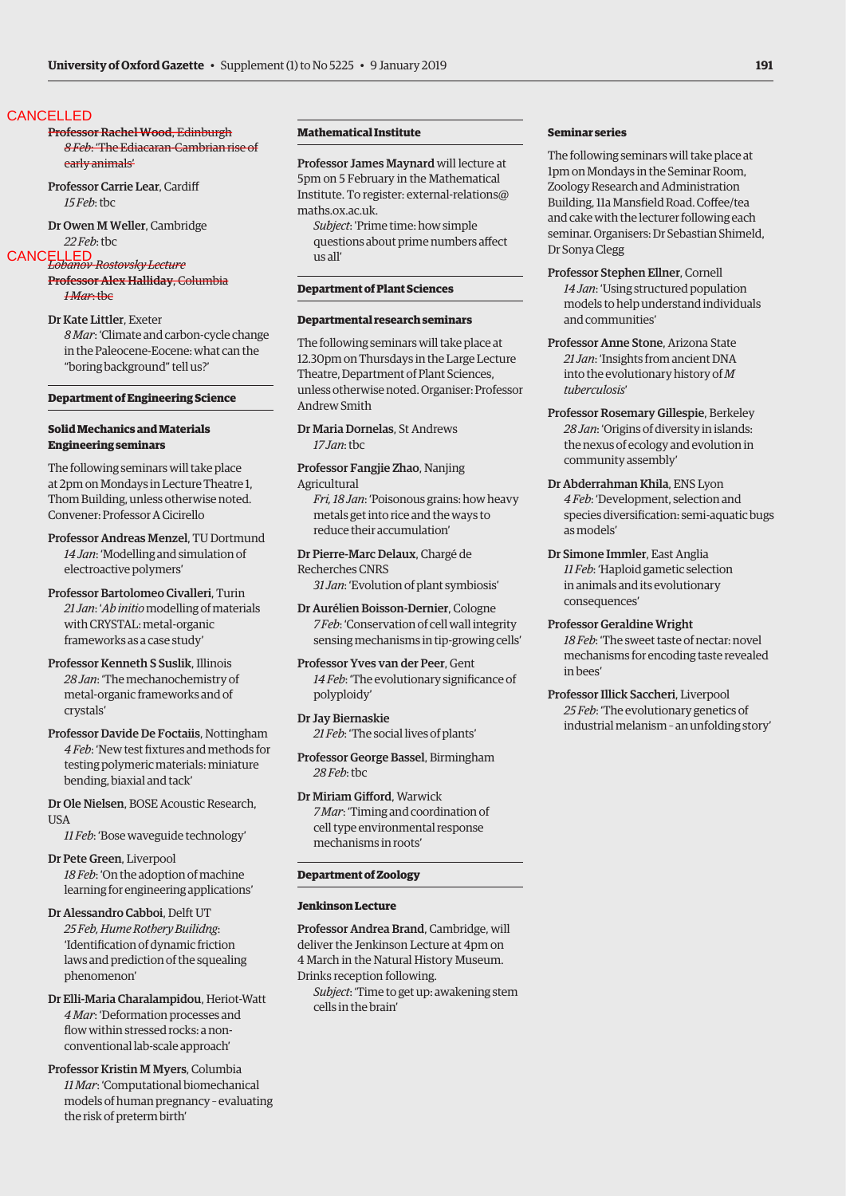CANCELLED

~~**Professor Rachel Wood**, Edinburgh~~
~~*8 Feb*: 'The Ediacaran-Cambrian rise of early animals'~~

**Professor Carrie Lear**, Cardiff
*15 Feb*: tbc

**Dr Owen M Weller**, Cambridge
*22 Feb*: tbc

CANCELLED

~~*Lobanov-Rostovsky Lecture*~~

~~**Professor Alex Halliday**, Columbia~~
~~*1 Mar*: tbc~~

**Dr Kate Littler**, Exeter
*8 Mar*: 'Climate and carbon-cycle change in the Paleocene-Eocene: what can the "boring background" tell us?'

### Department of Engineering Science

#### Solid Mechanics and Materials Engineering seminars

The following seminars will take place at 2pm on Mondays in Lecture Theatre 1, Thom Building, unless otherwise noted. Convener: Professor A Cicirello

**Professor Andreas Menzel**, TU Dortmund
*14 Jan*: 'Modelling and simulation of electroactive polymers'

**Professor Bartolomeo Civalleri**, Turin
*21 Jan*: '*Ab initio* modelling of materials with CRYSTAL: metal-organic frameworks as a case study'

**Professor Kenneth S Suslik**, Illinois
*28 Jan*: 'The mechanochemistry of metal-organic frameworks and of crystals'

**Professor Davide De Focatiis**, Nottingham
*4 Feb*: 'New test fixtures and methods for testing polymeric materials: miniature bending, biaxial and tack'

**Dr Ole Nielsen**, BOSE Acoustic Research, USA
*11 Feb*: 'Bose waveguide technology'

**Dr Pete Green**, Liverpool
*18 Feb*: 'On the adoption of machine learning for engineering applications'

**Dr Alessandro Cabboi**, Delft UT
*25 Feb, Hume Rothery Builidng*: 'Identification of dynamic friction laws and prediction of the squealing phenomenon'

**Dr Elli-Maria Charalampidou**, Heriot-Watt
*4 Mar*: 'Deformation processes and flow within stressed rocks: a non-conventional lab-scale approach'

**Professor Kristin M Myers**, Columbia
*11 Mar*: 'Computational biomechanical models of human pregnancy – evaluating the risk of preterm birth'

### Mathematical Institute

**Professor James Maynard** will lecture at 5pm on 5 February in the Mathematical Institute. To register: external-relations@maths.ox.ac.uk.
*Subject*: 'Prime time: how simple questions about prime numbers affect us all'

### Department of Plant Sciences

#### Departmental research seminars

The following seminars will take place at 12.30pm on Thursdays in the Large Lecture Theatre, Department of Plant Sciences, unless otherwise noted. Organiser: Professor Andrew Smith

**Dr Maria Dornelas**, St Andrews
*17 Jan*: tbc

**Professor Fangjie Zhao**, Nanjing Agricultural
*Fri, 18 Jan*: 'Poisonous grains: how heavy metals get into rice and the ways to reduce their accumulation'

**Dr Pierre-Marc Delaux**, Chargé de Recherches CNRS
*31 Jan*: 'Evolution of plant symbiosis'

**Dr Aurélien Boisson-Dernier**, Cologne
*7 Feb*: 'Conservation of cell wall integrity sensing mechanisms in tip-growing cells'

**Professor Yves van der Peer**, Gent
*14 Feb*: 'The evolutionary significance of polyploidy'

**Dr Jay Biernaskie**
*21 Feb*: 'The social lives of plants'

**Professor George Bassel**, Birmingham
*28 Feb*: tbc

**Dr Miriam Gifford**, Warwick
*7 Mar*: 'Timing and coordination of cell type environmental response mechanisms in roots'

### Department of Zoology

#### Jenkinson Lecture

**Professor Andrea Brand**, Cambridge, will deliver the Jenkinson Lecture at 4pm on 4 March in the Natural History Museum. Drinks reception following.
*Subject*: 'Time to get up: awakening stem cells in the brain'

#### Seminar series

The following seminars will take place at 1pm on Mondays in the Seminar Room, Zoology Research and Administration Building, 11a Mansfield Road. Coffee/tea and cake with the lecturer following each seminar. Organisers: Dr Sebastian Shimeld, Dr Sonya Clegg

**Professor Stephen Ellner**, Cornell
*14 Jan*: 'Using structured population models to help understand individuals and communities'

**Professor Anne Stone**, Arizona State
*21 Jan*: 'Insights from ancient DNA into the evolutionary history of *M tuberculosis*'

**Professor Rosemary Gillespie**, Berkeley
*28 Jan*: 'Origins of diversity in islands: the nexus of ecology and evolution in community assembly'

**Dr Abderrahman Khila**, ENS Lyon
*4 Feb*: 'Development, selection and species diversification: semi-aquatic bugs as models'

**Dr Simone Immler**, East Anglia
*11 Feb*: 'Haploid gametic selection in animals and its evolutionary consequences'

**Professor Geraldine Wright**
*18 Feb*: 'The sweet taste of nectar: novel mechanisms for encoding taste revealed in bees'

**Professor Illick Saccheri**, Liverpool
*25 Feb*: 'The evolutionary genetics of industrial melanism – an unfolding story'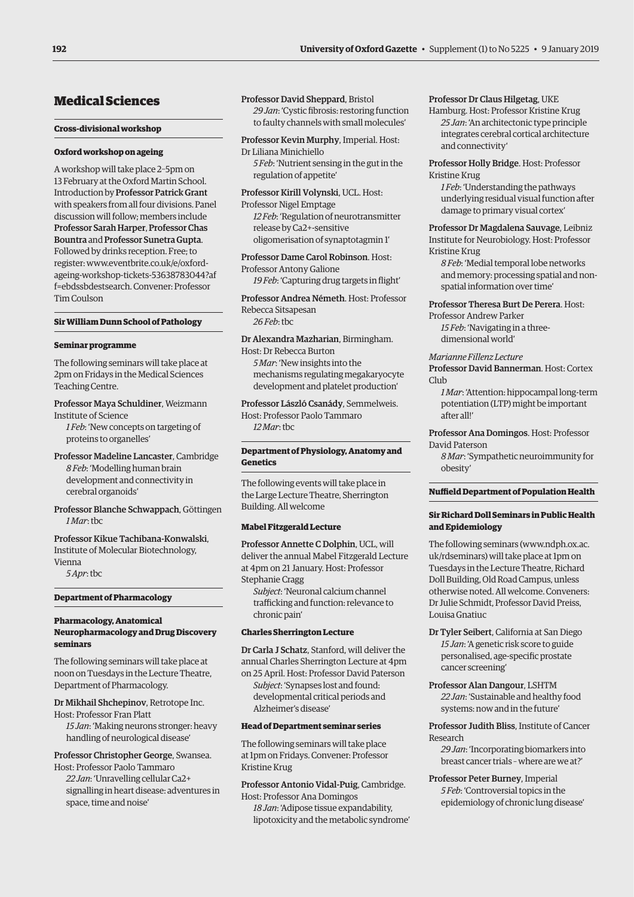# Medical Sciences

## Cross-divisional workshop

### Oxford workshop on ageing

A workshop will take place 2–5pm on 13 February at the Oxford Martin School. Introduction by **Professor Patrick Grant** with speakers from all four divisions. Panel discussion will follow; members include **Professor Sarah Harper**, **Professor Chas Bountra** and **Professor Sunetra Gupta**. Followed by drinks reception. Free; to register: www.eventbrite.co.uk/e/oxford-ageing-workshop-tickets-53638783044?aff=ebdssbdestsearch. Convener: Professor Tim Coulson

## Sir William Dunn School of Pathology

### Seminar programme

The following seminars will take place at 2pm on Fridays in the Medical Sciences Teaching Centre.

**Professor Maya Schuldiner**, Weizmann Institute of Science
*1 Feb*: 'New concepts on targeting of proteins to organelles'

**Professor Madeline Lancaster**, Cambridge
*8 Feb*: 'Modelling human brain development and connectivity in cerebral organoids'

**Professor Blanche Schwappach**, Göttingen
*1 Mar*: tbc

**Professor Kikue Tachibana-Konwalski**, Institute of Molecular Biotechnology, Vienna
*5 Apr*: tbc

## Department of Pharmacology

### Pharmacology, Anatomical Neuropharmacology and Drug Discovery seminars

The following seminars will take place at noon on Tuesdays in the Lecture Theatre, Department of Pharmacology.

**Dr Mikhail Shchepinov**, Retrotope Inc. Host: Professor Fran Platt
*15 Jan*: 'Making neurons stronger: heavy handling of neurological disease'

**Professor Christopher George**, Swansea. Host: Professor Paolo Tammaro
*22 Jan*: 'Unravelling cellular Ca2+ signalling in heart disease: adventures in space, time and noise'

**Professor David Sheppard**, Bristol
*29 Jan*: 'Cystic fibrosis: restoring function to faulty channels with small molecules'

**Professor Kevin Murphy**, Imperial. Host: Dr Liliana Minichiello
*5 Feb*: 'Nutrient sensing in the gut in the regulation of appetite'

**Professor Kirill Volynski**, UCL. Host: Professor Nigel Emptage
*12 Feb*: 'Regulation of neurotransmitter release by Ca2+-sensitive oligomerisation of synaptotagmin 1'

**Professor Dame Carol Robinson**. Host: Professor Antony Galione
*19 Feb*: 'Capturing drug targets in flight'

**Professor Andrea Németh**. Host: Professor Rebecca Sitsapesan
*26 Feb*: tbc

**Dr Alexandra Mazharian**, Birmingham. Host: Dr Rebecca Burton
*5 Mar*: 'New insights into the mechanisms regulating megakaryocyte development and platelet production'

**Professor László Csanády**, Semmelweis. Host: Professor Paolo Tammaro
*12 Mar*: tbc

## Department of Physiology, Anatomy and Genetics

The following events will take place in the Large Lecture Theatre, Sherrington Building. All welcome

### Mabel Fitzgerald Lecture

**Professor Annette C Dolphin**, UCL, will deliver the annual Mabel Fitzgerald Lecture at 4pm on 21 January. Host: Professor Stephanie Cragg
*Subject*: 'Neuronal calcium channel trafficking and function: relevance to chronic pain'

### Charles Sherrington Lecture

**Dr Carla J Schatz**, Stanford, will deliver the annual Charles Sherrington Lecture at 4pm on 25 April. Host: Professor David Paterson
*Subject*: 'Synapses lost and found: developmental critical periods and Alzheimer's disease'

### Head of Department seminar series

The following seminars will take place at 1pm on Fridays. Convener: Professor Kristine Krug

**Professor Antonio Vidal-Puig**, Cambridge. Host: Professor Ana Domingos
*18 Jan*: 'Adipose tissue expandability, lipotoxicity and the metabolic syndrome'

**Professor Dr Claus Hilgetag**, UKE Hamburg. Host: Professor Kristine Krug
*25 Jan*: 'An architectonic type principle integrates cerebral cortical architecture and connectivity'

**Professor Holly Bridge**. Host: Professor Kristine Krug
*1 Feb*: 'Understanding the pathways underlying residual visual function after damage to primary visual cortex'

**Professor Dr Magdalena Sauvage**, Leibniz Institute for Neurobiology. Host: Professor Kristine Krug
*8 Feb*: 'Medial temporal lobe networks and memory: processing spatial and non-spatial information over time'

**Professor Theresa Burt De Perera**. Host: Professor Andrew Parker
*15 Feb*: 'Navigating in a three-dimensional world'

*Marianne Fillenz Lecture*
**Professor David Bannerman**. Host: Cortex Club
*1 Mar*: 'Attention: hippocampal long-term potentiation (LTP) might be important after all!'

**Professor Ana Domingos**. Host: Professor David Paterson
*8 Mar*: 'Sympathetic neuroimmunity for obesity'

## Nuffield Department of Population Health

### Sir Richard Doll Seminars in Public Health and Epidemiology

The following seminars (www.ndph.ox.ac.uk/rdseminars) will take place at 1pm on Tuesdays in the Lecture Theatre, Richard Doll Building, Old Road Campus, unless otherwise noted. All welcome. Conveners: Dr Julie Schmidt, Professor David Preiss, Louisa Gnatiuc

**Dr Tyler Seibert**, California at San Diego
*15 Jan*: 'A genetic risk score to guide personalised, age-specific prostate cancer screening'

**Professor Alan Dangour**, LSHTM
*22 Jan*: 'Sustainable and healthy food systems: now and in the future'

**Professor Judith Bliss**, Institute of Cancer Research
*29 Jan*: 'Incorporating biomarkers into breast cancer trials – where are we at?'

**Professor Peter Burney**, Imperial
*5 Feb*: 'Controversial topics in the epidemiology of chronic lung disease'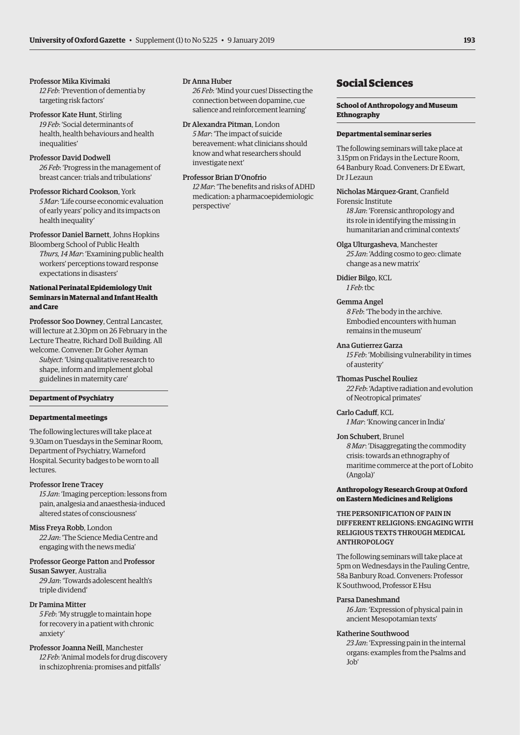Professor Mika Kivimaki
*12 Feb*: 'Prevention of dementia by targeting risk factors'

Professor Kate Hunt, Stirling
*19 Feb*: 'Social determinants of health, health behaviours and health inequalities'

Professor David Dodwell
*26 Feb*: 'Progress in the management of breast cancer: trials and tribulations'

Professor Richard Cookson, York
*5 Mar*: 'Life course economic evaluation of early years' policy and its impacts on health inequality'

Professor Daniel Barnett, Johns Hopkins Bloomberg School of Public Health
*Thurs, 14 Mar*: 'Examining public health workers' perceptions toward response expectations in disasters'

**National Perinatal Epidemiology Unit Seminars in Maternal and Infant Health and Care**

Professor Soo Downey, Central Lancaster, will lecture at 2.30pm on 26 February in the Lecture Theatre, Richard Doll Building. All welcome. Convener: Dr Goher Ayman
*Subject*: 'Using qualitative research to shape, inform and implement global guidelines in maternity care'

### Department of Psychiatry

**Departmental meetings**

The following lectures will take place at 9.30am on Tuesdays in the Seminar Room, Department of Psychiatry, Warneford Hospital. Security badges to be worn to all lectures.

Professor Irene Tracey
*15 Jan*: 'Imaging perception: lessons from pain, analgesia and anaesthesia-induced altered states of consciousness'

Miss Freya Robb, London
*22 Jan*: 'The Science Media Centre and engaging with the news media'

Professor George Patton and Professor Susan Sawyer, Australia
*29 Jan*: 'Towards adolescent health's triple dividend'

Dr Pamina Mitter
*5 Feb*: 'My struggle to maintain hope for recovery in a patient with chronic anxiety'

Professor Joanna Neill, Manchester
*12 Feb*: 'Animal models for drug discovery in schizophrenia: promises and pitfalls'

Dr Anna Huber
*26 Feb*: 'Mind your cues! Dissecting the connection between dopamine, cue salience and reinforcement learning'

Dr Alexandra Pitman, London
*5 Mar*: 'The impact of suicide bereavement: what clinicians should know and what researchers should investigate next'

Professor Brian D'Onofrio
*12 Mar*: 'The benefits and risks of ADHD medication: a pharmacoepidemiologic perspective'

# Social Sciences

### School of Anthropology and Museum Ethnography

**Departmental seminar series**

The following seminars will take place at 3.15pm on Fridays in the Lecture Room, 64 Banbury Road. Conveners: Dr E Ewart, Dr J Lezaun

Nicholas Márquez-Grant, Cranfield Forensic Institute
*18 Jan*: 'Forensic anthropology and its role in identifying the missing in humanitarian and criminal contexts'

Olga Ulturgasheva, Manchester
*25 Jan*: 'Adding cosmo to geo: climate change as a new matrix'

Didier Bilgo, KCL
*1 Feb*: tbc

Gemma Angel
*8 Feb*: 'The body in the archive. Embodied encounters with human remains in the museum'

Ana Gutierrez Garza
*15 Feb*: 'Mobilising vulnerability in times of austerity'

Thomas Puschel Rouliez
*22 Feb*: 'Adaptive radiation and evolution of Neotropical primates'

Carlo Caduff, KCL
*1 Mar*: 'Knowing cancer in India'

Jon Schubert, Brunel
*8 Mar*: 'Disaggregating the commodity crisis: towards an ethnography of maritime commerce at the port of Lobito (Angola)'

**Anthropology Research Group at Oxford on Eastern Medicines and Religions**

THE PERSONIFICATION OF PAIN IN DIFFERENT RELIGIONS: ENGAGING WITH RELIGIOUS TEXTS THROUGH MEDICAL ANTHROPOLOGY

The following seminars will take place at 5pm on Wednesdays in the Pauling Centre, 58a Banbury Road. Conveners: Professor K Southwood, Professor E Hsu

Parsa Daneshmand
*16 Jan*: 'Expression of physical pain in ancient Mesopotamian texts'

Katherine Southwood
*23 Jan*: 'Expressing pain in the internal organs: examples from the Psalms and Job'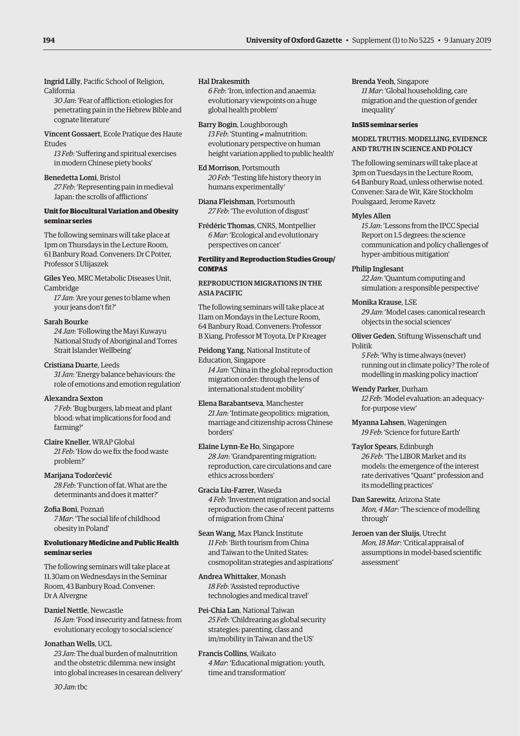**Ingrid Lilly**, Pacific School of Religion, California

*30 Jan*: 'Fear of affliction: etiologies for penetrating pain in the Hebrew Bible and cognate literature'

**Vincent Gossaert**, Ecole Pratique des Haute Etudes

*13 Feb*: 'Suffering and spiritual exercises in modern Chinese piety books'

**Benedetta Lomi**, Bristol

*27 Feb*: 'Representing pain in medieval Japan: the scrolls of afflictions'

**Unit for Biocultural Variation and Obesity seminar series**

The following seminars will take place at 1pm on Thursdays in the Lecture Room, 61 Banbury Road. Conveners: Dr C Potter, Professor S Ulijaszek

**Giles Yeo**, MRC Metabolic Diseases Unit, Cambridge

*17 Jan*: 'Are your genes to blame when your jeans don't fit?'

**Sarah Bourke**

*24 Jan*: 'Following the Mayi Kuwayu National Study of Aboriginal and Torres Strait Islander Wellbeing'

**Cristiana Duarte**, Leeds

*31 Jan*: 'Energy balance behaviours: the role of emotions and emotion regulation'

**Alexandra Sexton**

*7 Feb*: 'Bug burgers, lab meat and plant blood: what implications for food and farming?'

**Claire Kneller**, WRAP Global

*21 Feb*: 'How do we fix the food waste problem?'

**Marijana Todorčević**

*28 Feb*: 'Function of fat. What are the determinants and does it matter?'

**Zofia Boni**, Poznań

*7 Mar*: 'The social life of childhood obesity in Poland'

**Evolutionary Medicine and Public Health seminar series**

The following seminars will take place at 11.30am on Wednesdays in the Seminar Room, 43 Banbury Road. Convener: Dr A Alvergne

**Daniel Nettle**, Newcastle

*16 Jan*: 'Food insecurity and fatness: from evolutionary ecology to social science'

**Jonathan Wells**, UCL

*23 Jan*: The dual burden of malnutrition and the obstetric dilemma: new insight into global increases in cesarean delivery'

*30 Jan*: tbc

**Hal Drakesmith**

*6 Feb*: 'Iron, infection and anaemia: evolutionary viewpoints on a huge global health problem'

**Barry Bogin**, Loughborough

*13 Feb*: 'Stunting ≠ malnutrition: evolutionary perspective on human height variation applied to public health'

**Ed Morrison**, Portsmouth

*20 Feb*: 'Testing life history theory in humans experimentally'

**Diana Fleishman**, Portsmouth

*27 Feb*: 'The evolution of disgust'

**Frédéric Thomas**, CNRS, Montpellier

*6 Mar*: 'Ecological and evolutionary perspectives on cancer'

**Fertility and Reproduction Studies Group/ COMPAS**

REPRODUCTION MIGRATIONS IN THE ASIA PACIFIC

The following seminars will take place at 11am on Mondays in the Lecture Room, 64 Banbury Road. Conveners: Professor B Xiang, Professor M Toyota, Dr P Kreager

**Peidong Yang**, National Institute of Education, Singapore

*14 Jan*: 'China in the global reproduction migration order: through the lens of international student mobility'

**Elena Barabantseva**, Manchester

*21 Jan*: 'Intimate geopolitics: migration, marriage and citizenship across Chinese borders'

**Elaine Lynn-Ee Ho**, Singapore

*28 Jan*: 'Grandparenting migration: reproduction, care circulations and care ethics across borders'

**Gracia Liu-Farrer**, Waseda

*4 Feb*: 'Investment migration and social reproduction: the case of recent patterns of migration from China'

**Sean Wang**, Max Planck Institute

*11 Feb*: 'Birth tourism from China and Taiwan to the United States: cosmopolitan strategies and aspirations'

**Andrea Whittaker**, Monash

*18 Feb*: 'Assisted reproductive technologies and medical travel'

**Pei-Chia Lan**, National Taiwan

*25 Feb*: 'Childrearing as global security strategies: parenting, class and im/mobility in Taiwan and the US'

**Francis Collins**, Waikato

*4 Mar*: 'Educational migration: youth, time and transformation'

**Brenda Yeoh**, Singapore

*11 Mar*: 'Global householding, care migration and the question of gender inequality'

**InSIS seminar series**

MODEL TRUTHS: MODELLING, EVIDENCE AND TRUTH IN SCIENCE AND POLICY

The following seminars will take place at 3pm on Tuesdays in the Lecture Room, 64 Banbury Road, unless otherwise noted. Convener: Sara de Wit, Kåre Stockholm Poulsgaard, Jerome Ravetz

**Myles Allen**

*15 Jan*: 'Lessons from the IPCC Special Report on 1.5 degrees: the science communication and policy challenges of hyper-ambitious mitigation'

**Philip Inglesant**

*22 Jan*: 'Quantum computing and simulation: a responsible perspective'

**Monika Krause**, LSE

*29 Jan*: 'Model cases: canonical research objects in the social sciences'

**Oliver Geden**, Stiftung Wissenschaft und Politik

*5 Feb*: 'Why is time always (never) running out in climate policy? The role of modelling in masking policy inaction'

**Wendy Parker**, Durham

*12 Feb*: 'Model evaluation: an adequacy-for-purpose view'

**Myanna Lahsen**, Wageningen

*19 Feb*: 'Science for future Earth'

**Taylor Spears**, Edinburgh

*26 Feb*: 'The LIBOR Market and its models: the emergence of the interest rate derivatives "Quant" profession and its modelling practices'

**Dan Sarewitz**, Arizona State

*Mon, 4 Mar*: 'The science of modelling through'

**Jeroen van der Sluijs**, Utrecht

*Mon, 18 Mar*: 'Critical appraisal of assumptions in model-based scientific assessment'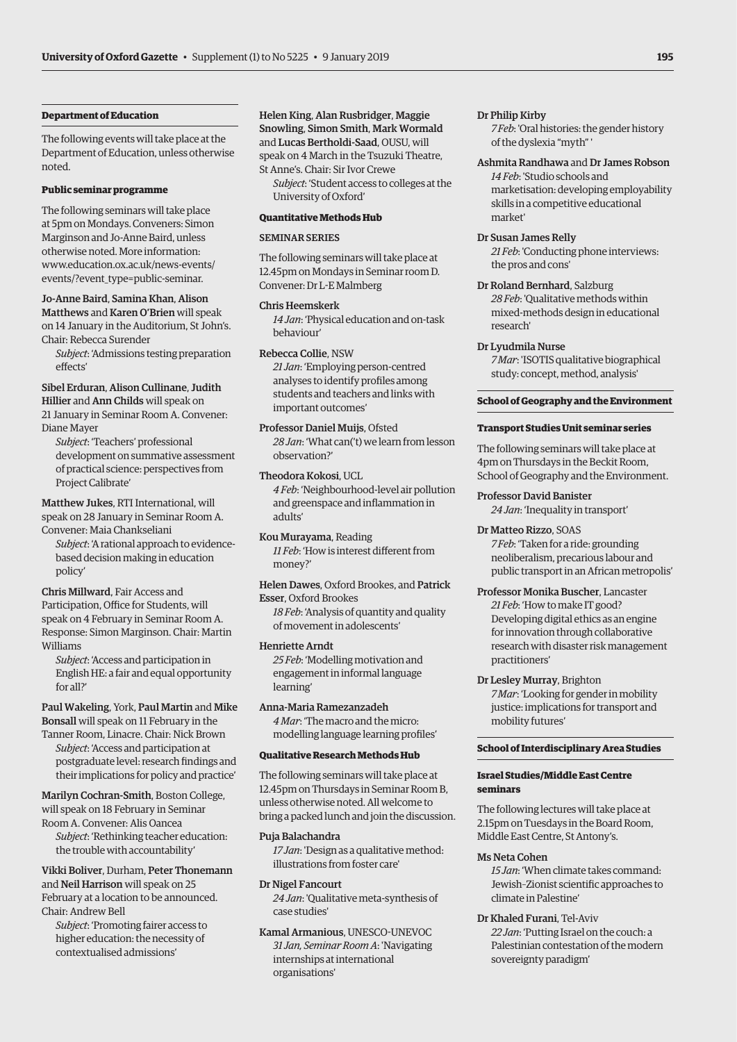## Department of Education

The following events will take place at the Department of Education, unless otherwise noted.

### Public seminar programme

The following seminars will take place at 5pm on Mondays. Conveners: Simon Marginson and Jo-Anne Baird, unless otherwise noted. More information: www.education.ox.ac.uk/news-events/events/?event_type=public-seminar.

**Jo-Anne Baird**, **Samina Khan**, **Alison Matthews** and **Karen O'Brien** will speak on 14 January in the Auditorium, St John's. Chair: Rebecca Surender

*Subject*: 'Admissions testing preparation effects'

**Sibel Erduran**, **Alison Cullinane**, **Judith Hillier** and **Ann Childs** will speak on 21 January in Seminar Room A. Convener: Diane Mayer

*Subject*: 'Teachers' professional development on summative assessment of practical science: perspectives from Project Calibrate'

**Matthew Jukes**, RTI International, will speak on 28 January in Seminar Room A. Convener: Maia Chankseliani

*Subject*: 'A rational approach to evidence-based decision making in education policy'

**Chris Millward**, Fair Access and Participation, Office for Students, will speak on 4 February in Seminar Room A. Response: Simon Marginson. Chair: Martin Williams

*Subject*: 'Access and participation in English HE: a fair and equal opportunity for all?'

**Paul Wakeling**, York, **Paul Martin** and **Mike Bonsall** will speak on 11 February in the Tanner Room, Linacre. Chair: Nick Brown

*Subject*: 'Access and participation at postgraduate level: research findings and their implications for policy and practice'

**Marilyn Cochran-Smith**, Boston College, will speak on 18 February in Seminar Room A. Convener: Alis Oancea

*Subject*: 'Rethinking teacher education: the trouble with accountability'

**Vikki Boliver**, Durham, **Peter Thonemann** and **Neil Harrison** will speak on 25 February at a location to be announced. Chair: Andrew Bell

*Subject*: 'Promoting fairer access to higher education: the necessity of contextualised admissions'

**Helen King**, **Alan Rusbridger**, **Maggie Snowling**, **Simon Smith**, **Mark Wormald** and **Lucas Bertholdi-Saad**, OUSU, will speak on 4 March in the Tsuzuki Theatre, St Anne's. Chair: Sir Ivor Crewe

*Subject*: 'Student access to colleges at the University of Oxford'

### Quantitative Methods Hub

#### SEMINAR SERIES

The following seminars will take place at 12.45pm on Mondays in Seminar room D. Convener: Dr L-E Malmberg

**Chris Heemskerk**
*14 Jan*: 'Physical education and on-task behaviour'

**Rebecca Collie**, NSW
*21 Jan*: 'Employing person-centred analyses to identify profiles among students and teachers and links with important outcomes'

**Professor Daniel Muijs**, Ofsted
*28 Jan*: 'What can('t) we learn from lesson observation?'

**Theodora Kokosi**, UCL
*4 Feb*: 'Neighbourhood-level air pollution and greenspace and inflammation in adults'

**Kou Murayama**, Reading
*11 Feb*: 'How is interest different from money?'

**Helen Dawes**, Oxford Brookes, and **Patrick Esser**, Oxford Brookes
*18 Feb*: 'Analysis of quantity and quality of movement in adolescents'

**Henriette Arndt**
*25 Feb*: 'Modelling motivation and engagement in informal language learning'

**Anna-Maria Ramezanzadeh**
*4 Mar*: 'The macro and the micro: modelling language learning profiles'

### Qualitative Research Methods Hub

The following seminars will take place at 12.45pm on Thursdays in Seminar Room B, unless otherwise noted. All welcome to bring a packed lunch and join the discussion.

**Puja Balachandra**
*17 Jan*: 'Design as a qualitative method: illustrations from foster care'

**Dr Nigel Fancourt**
*24 Jan*: 'Qualitative meta-synthesis of case studies'

**Kamal Armanious**, UNESCO-UNEVOC
*31 Jan, Seminar Room A*: 'Navigating internships at international organisations'

**Dr Philip Kirby**
*7 Feb*: 'Oral histories: the gender history of the dyslexia "myth" '

**Ashmita Randhawa** and **Dr James Robson**
*14 Feb*: 'Studio schools and marketisation: developing employability skills in a competitive educational market'

**Dr Susan James Relly**
*21 Feb*: 'Conducting phone interviews: the pros and cons'

**Dr Roland Bernhard**, Salzburg
*28 Feb*: 'Qualitative methods within mixed-methods design in educational research'

**Dr Lyudmila Nurse**
*7 Mar*: 'ISOTIS qualitative biographical study: concept, method, analysis'

## School of Geography and the Environment

### Transport Studies Unit seminar series

The following seminars will take place at 4pm on Thursdays in the Beckit Room, School of Geography and the Environment.

**Professor David Banister**
*24 Jan*: 'Inequality in transport'

**Dr Matteo Rizzo**, SOAS
*7 Feb*: 'Taken for a ride: grounding neoliberalism, precarious labour and public transport in an African metropolis'

**Professor Monika Buscher**, Lancaster
*21 Feb*: 'How to make IT good? Developing digital ethics as an engine for innovation through collaborative research with disaster risk management practitioners'

**Dr Lesley Murray**, Brighton
*7 Mar*: 'Looking for gender in mobility justice: implications for transport and mobility futures'

## School of Interdisciplinary Area Studies

### Israel Studies/Middle East Centre seminars

The following lectures will take place at 2.15pm on Tuesdays in the Board Room, Middle East Centre, St Antony's.

**Ms Neta Cohen**
*15 Jan*: 'When climate takes command: Jewish-Zionist scientific approaches to climate in Palestine'

**Dr Khaled Furani**, Tel-Aviv
*22 Jan*: 'Putting Israel on the couch: a Palestinian contestation of the modern sovereignty paradigm'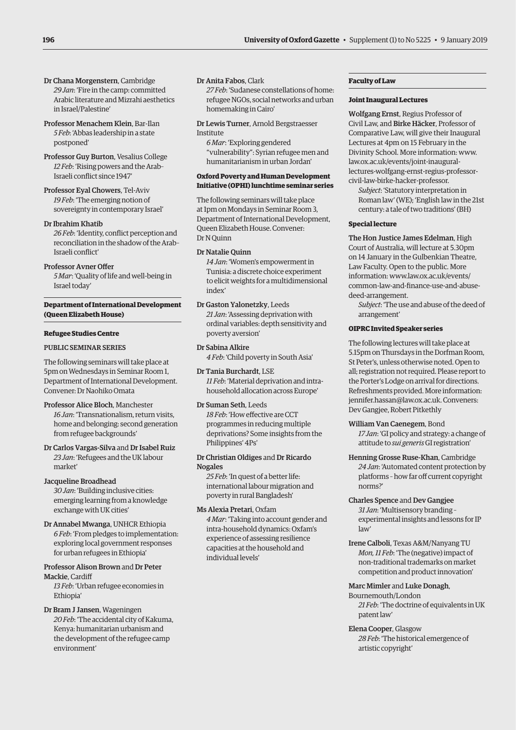**Dr Chana Morgenstern**, Cambridge
*29 Jan*: 'Fire in the camp: committed Arabic literature and Mizrahi aesthetics in Israel/Palestine'

**Professor Menachem Klein**, Bar-Ilan
*5 Feb*: 'Abbas leadership in a state postponed'

**Professor Guy Burton**, Vesalius College
*12 Feb*: 'Rising powers and the Arab-Israeli conflict since 1947'

**Professor Eyal Chowers**, Tel-Aviv
*19 Feb*: 'The emerging notion of sovereignty in contemporary Israel'

**Dr Ibrahim Khatib**
*26 Feb*: 'Identity, conflict perception and reconciliation in the shadow of the Arab-Israeli conflict'

**Professor Avner Offer**
*5 Mar*: 'Quality of life and well-being in Israel today'

## Department of International Development (Queen Elizabeth House)

### Refugee Studies Centre

#### PUBLIC SEMINAR SERIES

The following seminars will take place at 5pm on Wednesdays in Seminar Room 1, Department of International Development. Convener: Dr Naohiko Omata

**Professor Alice Bloch**, Manchester
*16 Jan*: 'Transnationalism, return visits, home and belonging: second generation from refugee backgrounds'

**Dr Carlos Vargas-Silva** and **Dr Isabel Ruiz**
*23 Jan*: 'Refugees and the UK labour market'

**Jacqueline Broadhead**
*30 Jan*: 'Building inclusive cities: emerging learning from a knowledge exchange with UK cities'

**Dr Annabel Mwanga**, UNHCR Ethiopia
*6 Feb*: 'From pledges to implementation: exploring local government responses for urban refugees in Ethiopia'

**Professor Alison Brown** and **Dr Peter Mackie**, Cardiff
*13 Feb*: 'Urban refugee economies in Ethiopia'

**Dr Bram J Jansen**, Wageningen
*20 Feb*: 'The accidental city of Kakuma, Kenya: humanitarian urbanism and the development of the refugee camp environment'

**Dr Anita Fabos**, Clark
*27 Feb*: 'Sudanese constellations of home: refugee NGOs, social networks and urban homemaking in Cairo'

**Dr Lewis Turner**, Arnold Bergstraesser Institute
*6 Mar*: 'Exploring gendered "vulnerability": Syrian refugee men and humanitarianism in urban Jordan'

### Oxford Poverty and Human Development Initiative (OPHI) lunchtime seminar series

The following seminars will take place at 1pm on Mondays in Seminar Room 3, Department of International Development, Queen Elizabeth House. Convener: Dr N Quinn

**Dr Natalie Quinn**
*14 Jan*: 'Women's empowerment in Tunisia: a discrete choice experiment to elicit weights for a multidimensional index'

**Dr Gaston Yalonetzky**, Leeds
*21 Jan*: 'Assessing deprivation with ordinal variables: depth sensitivity and poverty aversion'

**Dr Sabina Alkire**
*4 Feb*: 'Child poverty in South Asia'

**Dr Tania Burchardt**, LSE
*11 Feb*: 'Material deprivation and intra-household allocation across Europe'

**Dr Suman Seth**, Leeds
*18 Feb*: 'How effective are CCT programmes in reducing multiple deprivations? Some insights from the Philippines' 4Ps'

**Dr Christian Oldiges** and **Dr Ricardo Nogales**
*25 Feb*: 'In quest of a better life: international labour migration and poverty in rural Bangladesh'

**Ms Alexia Pretari**, Oxfam
*4 Mar*: 'Taking into account gender and intra-household dynamics: Oxfam's experience of assessing resilience capacities at the household and individual levels'

## Faculty of Law

### Joint Inaugural Lectures

**Wolfgang Ernst**, Regius Professor of Civil Law, and **Birke Häcker**, Professor of Comparative Law, will give their Inaugural Lectures at 4pm on 15 February in the Divinity School. More information: www.law.ox.ac.uk/events/joint-inaugural-lectures-wolfgang-ernst-regius-professor-civil-law-birke-hacker-professor.
*Subject*: 'Statutory interpretation in Roman law' (WE); 'English law in the 21st century: a tale of two traditions' (BH)

### Special lecture

**The Hon Justice James Edelman**, High Court of Australia, will lecture at 5.30pm on 14 January in the Gulbenkian Theatre, Law Faculty. Open to the public. More information: www.law.ox.ac.uk/events/common-law-and-finance-use-and-abuse-deed-arrangement.
*Subject*: 'The use and abuse of the deed of arrangement'

### OIPRC Invited Speaker series

The following lectures will take place at 5.15pm on Thursdays in the Dorfman Room, St Peter's, unless otherwise noted. Open to all; registration not required. Please report to the Porter's Lodge on arrival for directions. Refreshments provided. More information: jennifer.hassan@law.ox.ac.uk. Conveners: Dev Gangjee, Robert Pitkethly

**William Van Caenegem**, Bond
*17 Jan*: 'GI policy and strategy: a change of attitude to *sui generis* GI registration'

**Henning Grosse Ruse-Khan**, Cambridge
*24 Jan*: 'Automated content protection by platforms – how far off current copyright norms?'

**Charles Spence** and **Dev Gangjee**
*31 Jan*: 'Multisensory branding – experimental insights and lessons for IP law'

**Irene Calboli**, Texas A&M/Nanyang TU
*Mon, 11 Feb*: 'The (negative) impact of non-traditional trademarks on market competition and product innovation'

**Marc Mimler** and **Luke Donagh**, Bournemouth/London
*21 Feb*: 'The doctrine of equivalents in UK patent law'

**Elena Cooper**, Glasgow
*28 Feb*: 'The historical emergence of artistic copyright'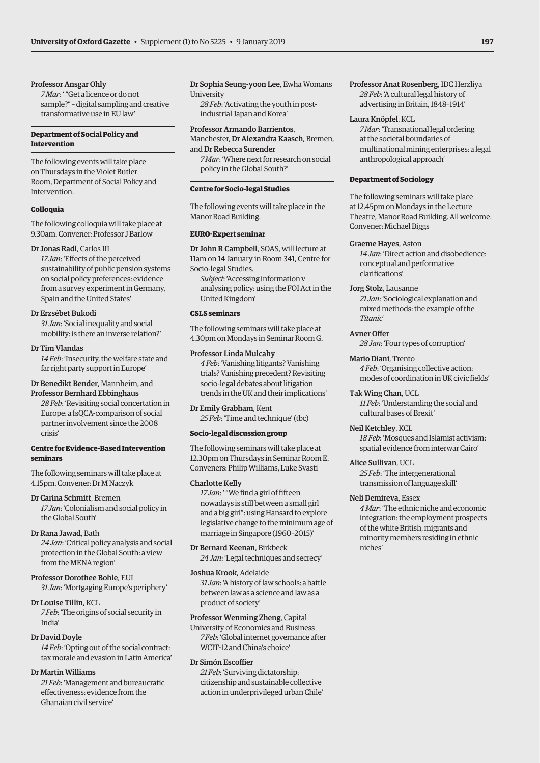**Professor Ansgar Ohly**
*7 Mar*: ' "Get a licence or do not sample?" – digital sampling and creative transformative use in EU law'

### Department of Social Policy and Intervention

The following events will take place on Thursdays in the Violet Butler Room, Department of Social Policy and Intervention.

#### Colloquia

The following colloquia will take place at 9.30am. Convener: Professor J Barlow

**Dr Jonas Radl**, Carlos III
*17 Jan*: 'Effects of the perceived sustainability of public pension systems on social policy preferences: evidence from a survey experiment in Germany, Spain and the United States'

**Dr Erzsébet Bukodi**
*31 Jan*: 'Social inequality and social mobility: is there an inverse relation?'

**Dr Tim Vlandas**
*14 Feb*: 'Insecurity, the welfare state and far right party support in Europe'

**Dr Benedikt Bender**, Mannheim, and **Professor Bernhard Ebbinghaus**
*28 Feb*: 'Revisiting social concertation in Europe: a fsQCA-comparison of social partner involvement since the 2008 crisis'

#### Centre for Evidence-Based Intervention seminars

The following seminars will take place at 4.15pm. Convener: Dr M Naczyk

**Dr Carina Schmitt**, Bremen
*17 Jan*: 'Colonialism and social policy in the Global South'

**Dr Rana Jawad**, Bath
*24 Jan*: 'Critical policy analysis and social protection in the Global South: a view from the MENA region'

**Professor Dorothee Bohle**, EUI
*31 Jan*: 'Mortgaging Europe's periphery'

**Dr Louise Tillin**, KCL
*7 Feb*: 'The origins of social security in India'

**Dr David Doyle**
*14 Feb*: 'Opting out of the social contract: tax morale and evasion in Latin America'

**Dr Martin Williams**
*21 Feb*: 'Management and bureaucratic effectiveness: evidence from the Ghanaian civil service'

**Dr Sophia Seung-yoon Lee**, Ewha Womans University
*28 Feb*: 'Activating the youth in post-industrial Japan and Korea'

**Professor Armando Barrientos**, Manchester, **Dr Alexandra Kaasch**, Bremen, and **Dr Rebecca Surender**
*7 Mar*: 'Where next for research on social policy in the Global South?'

### Centre for Socio-legal Studies

The following events will take place in the Manor Road Building.

#### EURO-Expert seminar

**Dr John R Campbell**, SOAS, will lecture at 11am on 14 January in Room 341, Centre for Socio-legal Studies.
*Subject*: 'Accessing information v analysing policy: using the FOI Act in the United Kingdom'

#### CSLS seminars

The following seminars will take place at 4.30pm on Mondays in Seminar Room G.

**Professor Linda Mulcahy**
*4 Feb*: 'Vanishing litigants? Vanishing trials? Vanishing precedent? Revisiting socio-legal debates about litigation trends in the UK and their implications'

**Dr Emily Grabham**, Kent
*25 Feb*: 'Time and technique' (tbc)

#### Socio-legal discussion group

The following seminars will take place at 12.30pm on Thursdays in Seminar Room E. Conveners: Philip Williams, Luke Svasti

**Charlotte Kelly**
*17 Jan*: ' "We find a girl of fifteen nowadays is still between a small girl and a big girl": using Hansard to explore legislative change to the minimum age of marriage in Singapore (1960–2015)'

**Dr Bernard Keenan**, Birkbeck
*24 Jan*: 'Legal techniques and secrecy'

**Joshua Krook**, Adelaide
*31 Jan*: 'A history of law schools: a battle between law as a science and law as a product of society'

**Professor Wenming Zheng**, Capital University of Economics and Business
*7 Feb*: 'Global internet governance after WCIT-12 and China's choice'

**Dr Simón Escoffier**
*21 Feb*: 'Surviving dictatorship: citizenship and sustainable collective action in underprivileged urban Chile'

**Professor Anat Rosenberg**, IDC Herzliya
*28 Feb*: 'A cultural legal history of advertising in Britain, 1848–1914'

**Laura Knöpfel**, KCL
*7 Mar*: 'Transnational legal ordering at the societal boundaries of multinational mining enterprises: a legal anthropological approach'

### Department of Sociology

The following seminars will take place at 12.45pm on Mondays in the Lecture Theatre, Manor Road Building. All welcome. Convener: Michael Biggs

**Graeme Hayes**, Aston
*14 Jan*: 'Direct action and disobedience: conceptual and performative clarifications'

**Jorg Stolz**, Lausanne
*21 Jan*: 'Sociological explanation and mixed methods: the example of the *Titanic*'

**Avner Offer**
*28 Jan*: 'Four types of corruption'

**Mario Diani**, Trento
*4 Feb*: 'Organising collective action: modes of coordination in UK civic fields'

**Tak Wing Chan**, UCL
*11 Feb*: 'Understanding the social and cultural bases of Brexit'

**Neil Ketchley**, KCL
*18 Feb*: 'Mosques and Islamist activism: spatial evidence from interwar Cairo'

**Alice Sullivan**, UCL
*25 Feb*: 'The intergenerational transmission of language skill'

**Neli Demireva**, Essex
*4 Mar*: 'The ethnic niche and economic integration: the employment prospects of the white British, migrants and minority members residing in ethnic niches'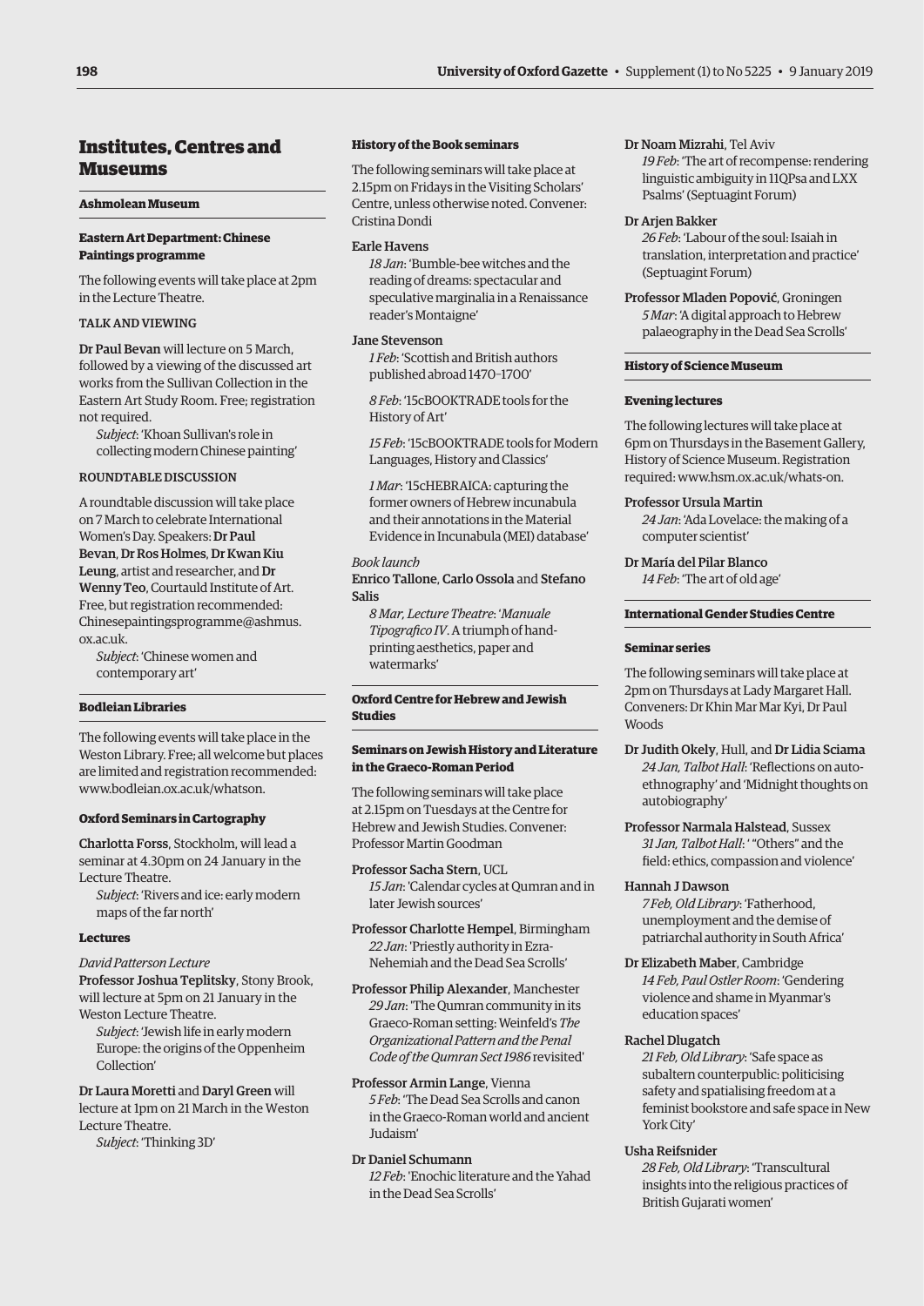# Institutes, Centres and Museums

## Ashmolean Museum

### Eastern Art Department: Chinese Paintings programme

The following events will take place at 2pm in the Lecture Theatre.

TALK AND VIEWING

**Dr Paul Bevan** will lecture on 5 March, followed by a viewing of the discussed art works from the Sullivan Collection in the Eastern Art Study Room. Free; registration not required.

*Subject*: 'Khoan Sullivan's role in collecting modern Chinese painting'

ROUNDTABLE DISCUSSION

A roundtable discussion will take place on 7 March to celebrate International Women's Day. Speakers: **Dr Paul Bevan**, **Dr Ros Holmes**, **Dr Kwan Kiu Leung**, artist and researcher, and **Dr Wenny Teo**, Courtauld Institute of Art. Free, but registration recommended: Chinesepaintingsprogramme@ashmus.ox.ac.uk.

*Subject*: 'Chinese women and contemporary art'

## Bodleian Libraries

The following events will take place in the Weston Library. Free; all welcome but places are limited and registration recommended: www.bodleian.ox.ac.uk/whatson.

### Oxford Seminars in Cartography

**Charlotta Forss**, Stockholm, will lead a seminar at 4.30pm on 24 January in the Lecture Theatre.

*Subject*: 'Rivers and ice: early modern maps of the far north'

### Lectures

*David Patterson Lecture*

**Professor Joshua Teplitsky**, Stony Brook, will lecture at 5pm on 21 January in the Weston Lecture Theatre.

*Subject*: 'Jewish life in early modern Europe: the origins of the Oppenheim Collection'

**Dr Laura Moretti** and **Daryl Green** will lecture at 1pm on 21 March in the Weston Lecture Theatre.

*Subject*: 'Thinking 3D'

### History of the Book seminars

The following seminars will take place at 2.15pm on Fridays in the Visiting Scholars' Centre, unless otherwise noted. Convener: Cristina Dondi

**Earle Havens**
*18 Jan*: 'Bumble-bee witches and the reading of dreams: spectacular and speculative marginalia in a Renaissance reader's Montaigne'

**Jane Stevenson**
*1 Feb*: 'Scottish and British authors published abroad 1470–1700'

*8 Feb*: '15cBOOKTRADE tools for the History of Art'

*15 Feb*: '15cBOOKTRADE tools for Modern Languages, History and Classics'

*1 Mar*: '15cHEBRAICA: capturing the former owners of Hebrew incunabula and their annotations in the Material Evidence in Incunabula (MEI) database'

*Book launch*

**Enrico Tallone**, **Carlo Ossola** and **Stefano Salis**
*8 Mar, Lecture Theatre*: '*Manuale Tipografico IV*. A triumph of hand-printing aesthetics, paper and watermarks'

## Oxford Centre for Hebrew and Jewish Studies

### Seminars on Jewish History and Literature in the Graeco-Roman Period

The following seminars will take place at 2.15pm on Tuesdays at the Centre for Hebrew and Jewish Studies. Convener: Professor Martin Goodman

**Professor Sacha Stern**, UCL
*15 Jan*: 'Calendar cycles at Qumran and in later Jewish sources'

**Professor Charlotte Hempel**, Birmingham
*22 Jan*: 'Priestly authority in Ezra-Nehemiah and the Dead Sea Scrolls'

**Professor Philip Alexander**, Manchester
*29 Jan*: 'The Qumran community in its Graeco-Roman setting: Weinfeld's *The Organizational Pattern and the Penal Code of the Qumran Sect 1986* revisited'

**Professor Armin Lange**, Vienna
*5 Feb*: 'The Dead Sea Scrolls and canon in the Graeco-Roman world and ancient Judaism'

**Dr Daniel Schumann**
*12 Feb*: 'Enochic literature and the Yahad in the Dead Sea Scrolls'

**Dr Noam Mizrahi**, Tel Aviv
*19 Feb*: 'The art of recompense: rendering linguistic ambiguity in 11QPsa and LXX Psalms' (Septuagint Forum)

**Dr Arjen Bakker**
*26 Feb*: 'Labour of the soul: Isaiah in translation, interpretation and practice' (Septuagint Forum)

**Professor Mladen Popović**, Groningen
*5 Mar*: 'A digital approach to Hebrew palaeography in the Dead Sea Scrolls'

## History of Science Museum

### Evening lectures

The following lectures will take place at 6pm on Thursdays in the Basement Gallery, History of Science Museum. Registration required: www.hsm.ox.ac.uk/whats-on.

**Professor Ursula Martin**
*24 Jan*: 'Ada Lovelace: the making of a computer scientist'

**Dr María del Pilar Blanco**
*14 Feb*: 'The art of old age'

## International Gender Studies Centre

### Seminar series

The following seminars will take place at 2pm on Thursdays at Lady Margaret Hall. Conveners: Dr Khin Mar Mar Kyi, Dr Paul Woods

**Dr Judith Okely**, Hull, and **Dr Lidia Sciama**
*24 Jan, Talbot Hall*: 'Reflections on auto-ethnography' and 'Midnight thoughts on autobiography'

**Professor Narmala Halstead**, Sussex
*31 Jan, Talbot Hall*: ' "Others" and the field: ethics, compassion and violence'

**Hannah J Dawson**
*7 Feb, Old Library*: 'Fatherhood, unemployment and the demise of patriarchal authority in South Africa'

**Dr Elizabeth Maber**, Cambridge
*14 Feb, Paul Ostler Room*: 'Gendering violence and shame in Myanmar's education spaces'

**Rachel Dlugatch**
*21 Feb, Old Library*: 'Safe space as subaltern counterpublic: politicising safety and spatialising freedom at a feminist bookstore and safe space in New York City'

**Usha Reifsnider**
*28 Feb, Old Library*: 'Transcultural insights into the religious practices of British Gujarati women'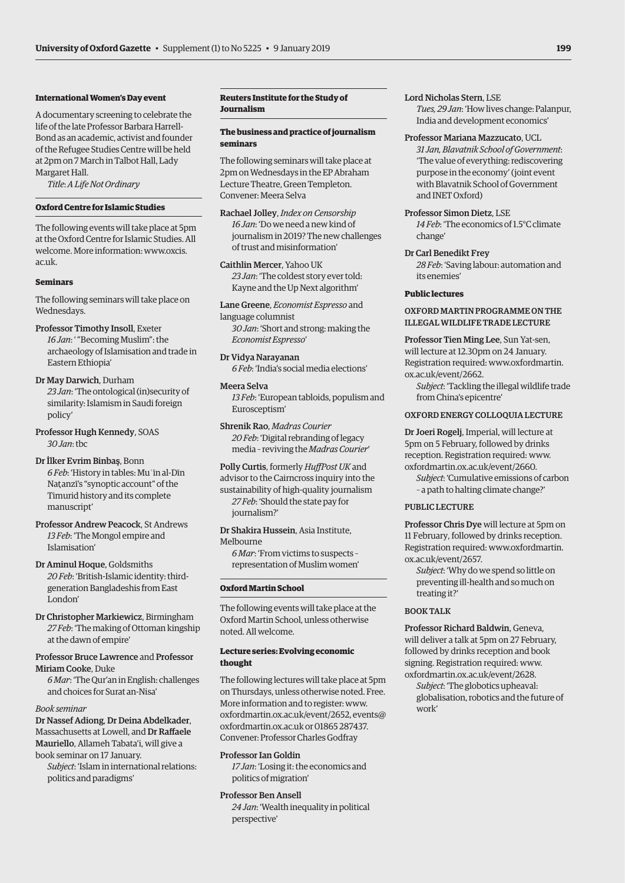#### International Women's Day event

A documentary screening to celebrate the life of the late Professor Barbara Harrell-Bond as an academic, activist and founder of the Refugee Studies Centre will be held at 2pm on 7 March in Talbot Hall, Lady Margaret Hall.

*Title*: *A Life Not Ordinary*

#### Oxford Centre for Islamic Studies

The following events will take place at 5pm at the Oxford Centre for Islamic Studies. All welcome. More information: www.oxcis.ac.uk.

#### Seminars

The following seminars will take place on Wednesdays.

Professor **Timothy Insoll**, Exeter
*16 Jan*: ' "Becoming Muslim": the archaeology of Islamisation and trade in Eastern Ethiopia'

Dr **May Darwich**, Durham
*23 Jan*: 'The ontological (in)security of similarity: Islamism in Saudi foreign policy'

Professor **Hugh Kennedy**, SOAS
*30 Jan*: tbc

Dr **İlker Evrim Binbaş**, Bonn
*6 Feb*: 'History in tables: Muʿīn al-Dīn Naṭanzī's "synoptic account" of the Timurid history and its complete manuscript'

Professor **Andrew Peacock**, St Andrews
*13 Feb*: 'The Mongol empire and Islamisation'

Dr **Aminul Hoque**, Goldsmiths
*20 Feb*: 'British-Islamic identity: third-generation Bangladeshis from East London'

Dr **Christopher Markiewicz**, Birmingham
*27 Feb*: 'The making of Ottoman kingship at the dawn of empire'

Professor **Bruce Lawrence** and Professor **Miriam Cooke**, Duke
*6 Mar*: 'The Qur'an in English: challenges and choices for Surat an-Nisa'

*Book seminar*

Dr **Nassef Adiong**, Dr **Deina Abdelkader**, Massachusetts at Lowell, and Dr **Raffaele Mauriello**, Allameh Tabata'i, will give a book seminar on 17 January.
*Subject*: 'Islam in international relations: politics and paradigms'

#### Reuters Institute for the Study of Journalism

#### The business and practice of journalism seminars

The following seminars will take place at 2pm on Wednesdays in the EP Abraham Lecture Theatre, Green Templeton. Convener: Meera Selva

**Rachael Jolley**, *Index on Censorship*
*16 Jan*: 'Do we need a new kind of journalism in 2019? The new challenges of trust and misinformation'

**Caithlin Mercer**, Yahoo UK
*23 Jan*: 'The coldest story ever told: Kayne and the Up Next algorithm'

**Lane Greene**, *Economist Espresso* and language columnist
*30 Jan*: 'Short and strong: making the *Economist Espresso*'

Dr **Vidya Narayanan**
*6 Feb*: 'India's social media elections'

**Meera Selva**
*13 Feb*: 'European tabloids, populism and Euroscepticism'

**Shrenik Rao**, *Madras Courier*
*20 Feb*: 'Digital rebranding of legacy media – reviving the *Madras Courier*'

**Polly Curtis**, formerly *HuffPost UK* and advisor to the Cairncross inquiry into the sustainability of high-quality journalism
*27 Feb*: 'Should the state pay for journalism?'

Dr **Shakira Hussein**, Asia Institute, Melbourne
*6 Mar*: 'From victims to suspects – representation of Muslim women'

#### Oxford Martin School

The following events will take place at the Oxford Martin School, unless otherwise noted. All welcome.

#### Lecture series: Evolving economic thought

The following lectures will take place at 5pm on Thursdays, unless otherwise noted. Free. More information and to register: www.oxfordmartin.ox.ac.uk/event/2652, events@oxfordmartin.ox.ac.uk or 01865 287437. Convener: Professor Charles Godfray

Professor **Ian Goldin**
*17 Jan*: 'Losing it: the economics and politics of migration'

Professor **Ben Ansell**
*24 Jan*: 'Wealth inequality in political perspective'

Lord **Nicholas Stern**, LSE
*Tues, 29 Jan*: 'How lives change: Palanpur, India and development economics'

Professor **Mariana Mazzucato**, UCL
*31 Jan, Blavatnik School of Government*: 'The value of everything: rediscovering purpose in the economy' (joint event with Blavatnik School of Government and INET Oxford)

Professor **Simon Dietz**, LSE
*14 Feb*: 'The economics of 1.5°C climate change'

Dr **Carl Benedikt Frey**
*28 Feb*: 'Saving labour: automation and its enemies'

#### Public lectures

##### OXFORD MARTIN PROGRAMME ON THE ILLEGAL WILDLIFE TRADE LECTURE

Professor **Tien Ming Lee**, Sun Yat-sen, will lecture at 12.30pm on 24 January. Registration required: www.oxfordmartin.ox.ac.uk/event/2662.
*Subject*: 'Tackling the illegal wildlife trade from China's epicentre'

##### OXFORD ENERGY COLLOQUIA LECTURE

Dr **Joeri Rogelj**, Imperial, will lecture at 5pm on 5 February, followed by drinks reception. Registration required: www.oxfordmartin.ox.ac.uk/event/2660.
*Subject*: 'Cumulative emissions of carbon – a path to halting climate change?'

##### PUBLIC LECTURE

Professor **Chris Dye** will lecture at 5pm on 11 February, followed by drinks reception. Registration required: www.oxfordmartin.ox.ac.uk/event/2657.
*Subject*: 'Why do we spend so little on preventing ill-health and so much on treating it?'

##### BOOK TALK

Professor **Richard Baldwin**, Geneva, will deliver a talk at 5pm on 27 February, followed by drinks reception and book signing. Registration required: www.oxfordmartin.ox.ac.uk/event/2628.
*Subject*: 'The globotics upheaval: globalisation, robotics and the future of work'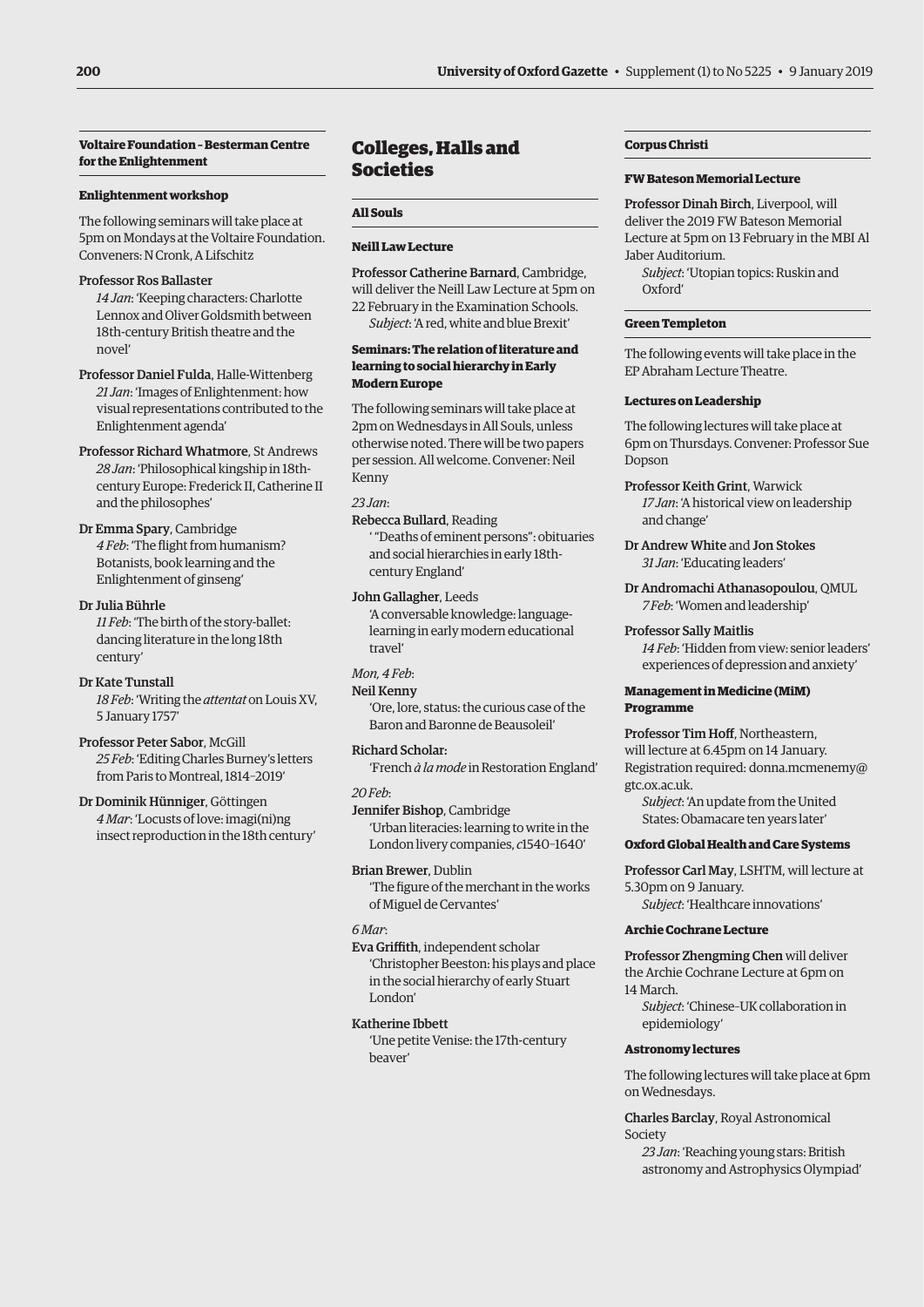### Voltaire Foundation – Besterman Centre for the Enlightenment

#### Enlightenment workshop

The following seminars will take place at 5pm on Mondays at the Voltaire Foundation. Conveners: N Cronk, A Lifschitz

Professor Ros Ballaster
*14 Jan*: 'Keeping characters: Charlotte Lennox and Oliver Goldsmith between 18th-century British theatre and the novel'

Professor Daniel Fulda, Halle-Wittenberg
*21 Jan*: 'Images of Enlightenment: how visual representations contributed to the Enlightenment agenda'

Professor Richard Whatmore, St Andrews
*28 Jan*: 'Philosophical kingship in 18th-century Europe: Frederick II, Catherine II and the philosophes'

Dr Emma Spary, Cambridge
*4 Feb*: 'The flight from humanism? Botanists, book learning and the Enlightenment of ginseng'

Dr Julia Bührle
*11 Feb*: 'The birth of the story-ballet: dancing literature in the long 18th century'

Dr Kate Tunstall
*18 Feb*: 'Writing the *attentat* on Louis XV, 5 January 1757'

Professor Peter Sabor, McGill
*25 Feb*: 'Editing Charles Burney's letters from Paris to Montreal, 1814–2019'

Dr Dominik Hünniger, Göttingen
*4 Mar*: 'Locusts of love: imagi(ni)ng insect reproduction in the 18th century'

## Colleges, Halls and Societies

### All Souls

#### Neill Law Lecture

Professor Catherine Barnard, Cambridge, will deliver the Neill Law Lecture at 5pm on 22 February in the Examination Schools.
*Subject*: 'A red, white and blue Brexit'

#### Seminars: The relation of literature and learning to social hierarchy in Early Modern Europe

The following seminars will take place at 2pm on Wednesdays in All Souls, unless otherwise noted. There will be two papers per session. All welcome. Convener: Neil Kenny

*23 Jan*:

Rebecca Bullard, Reading
'"Deaths of eminent persons": obituaries and social hierarchies in early 18th-century England'

John Gallagher, Leeds
'A conversable knowledge: language-learning in early modern educational travel'

*Mon, 4 Feb*:

Neil Kenny
'Ore, lore, status: the curious case of the Baron and Baronne de Beausoleil'

Richard Scholar:
'French *à la mode* in Restoration England'

*20 Feb*:

Jennifer Bishop, Cambridge
'Urban literacies: learning to write in the London livery companies, *c*1540–1640'

Brian Brewer, Dublin
'The figure of the merchant in the works of Miguel de Cervantes'

*6 Mar*:

Eva Griffith, independent scholar
'Christopher Beeston: his plays and place in the social hierarchy of early Stuart London'

Katherine Ibbett
'Une petite Venise: the 17th-century beaver'

### Corpus Christi

#### FW Bateson Memorial Lecture

Professor Dinah Birch, Liverpool, will deliver the 2019 FW Bateson Memorial Lecture at 5pm on 13 February in the MBI Al Jaber Auditorium.
*Subject*: 'Utopian topics: Ruskin and Oxford'

### Green Templeton

The following events will take place in the EP Abraham Lecture Theatre.

#### Lectures on Leadership

The following lectures will take place at 6pm on Thursdays. Convener: Professor Sue Dopson

Professor Keith Grint, Warwick
*17 Jan*: 'A historical view on leadership and change'

Dr Andrew White and Jon Stokes
*31 Jan*: 'Educating leaders'

Dr Andromachi Athanasopoulou, QMUL
*7 Feb*: 'Women and leadership'

Professor Sally Maitlis
*14 Feb*: 'Hidden from view: senior leaders' experiences of depression and anxiety'

#### Management in Medicine (MiM) Programme

Professor Tim Hoff, Northeastern, will lecture at 6.45pm on 14 January. Registration required: donna.mcmenemy@gtc.ox.ac.uk.
*Subject*: 'An update from the United States: Obamacare ten years later'

#### Oxford Global Health and Care Systems

Professor Carl May, LSHTM, will lecture at 5.30pm on 9 January.
*Subject*: 'Healthcare innovations'

#### Archie Cochrane Lecture

Professor Zhengming Chen will deliver the Archie Cochrane Lecture at 6pm on 14 March.
*Subject*: 'Chinese–UK collaboration in epidemiology'

#### Astronomy lectures

The following lectures will take place at 6pm on Wednesdays.

Charles Barclay, Royal Astronomical Society
*23 Jan*: 'Reaching young stars: British astronomy and Astrophysics Olympiad'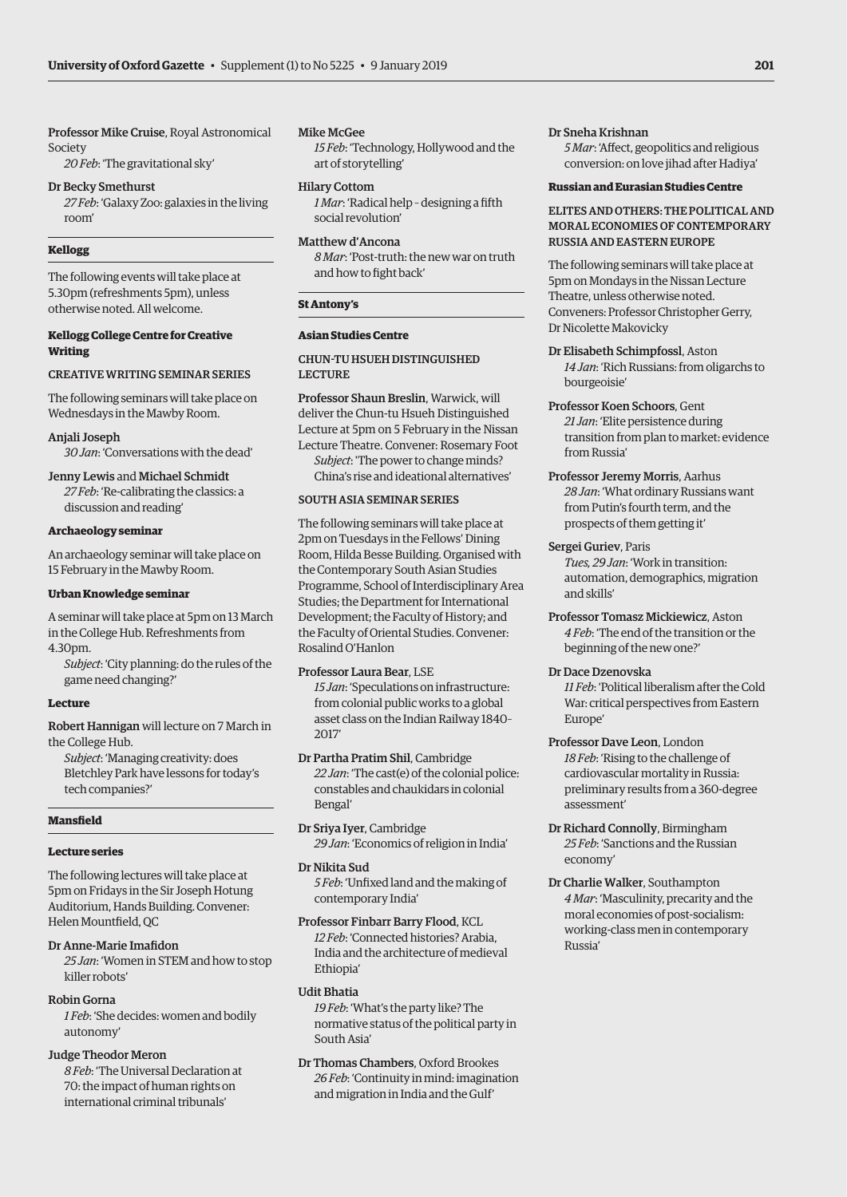**Professor Mike Cruise**, Royal Astronomical Society
*20 Feb*: 'The gravitational sky'

**Dr Becky Smethurst**
*27 Feb*: 'Galaxy Zoo: galaxies in the living room'

## Kellogg

The following events will take place at 5.30pm (refreshments 5pm), unless otherwise noted. All welcome.

### Kellogg College Centre for Creative Writing

CREATIVE WRITING SEMINAR SERIES

The following seminars will take place on Wednesdays in the Mawby Room.

**Anjali Joseph**
*30 Jan*: 'Conversations with the dead'

**Jenny Lewis** and **Michael Schmidt**
*27 Feb*: 'Re-calibrating the classics: a discussion and reading'

### Archaeology seminar

An archaeology seminar will take place on 15 February in the Mawby Room.

### Urban Knowledge seminar

A seminar will take place at 5pm on 13 March in the College Hub. Refreshments from 4.30pm.
*Subject*: 'City planning: do the rules of the game need changing?'

### Lecture

**Robert Hannigan** will lecture on 7 March in the College Hub.
*Subject*: 'Managing creativity: does Bletchley Park have lessons for today's tech companies?'

## Mansfield

### Lecture series

The following lectures will take place at 5pm on Fridays in the Sir Joseph Hotung Auditorium, Hands Building. Convener: Helen Mountfield, QC

**Dr Anne-Marie Imafidon**
*25 Jan*: 'Women in STEM and how to stop killer robots'

**Robin Gorna**
*1 Feb*: 'She decides: women and bodily autonomy'

**Judge Theodor Meron**
*8 Feb*: 'The Universal Declaration at 70: the impact of human rights on international criminal tribunals'

**Mike McGee**
*15 Feb*: 'Technology, Hollywood and the art of storytelling'

**Hilary Cottom**
*1 Mar*: 'Radical help – designing a fifth social revolution'

**Matthew d'Ancona**
*8 Mar*: 'Post-truth: the new war on truth and how to fight back'

## St Antony's

### Asian Studies Centre

CHUN-TU HSUEH DISTINGUISHED LECTURE

**Professor Shaun Breslin**, Warwick, will deliver the Chun-tu Hsueh Distinguished Lecture at 5pm on 5 February in the Nissan Lecture Theatre. Convener: Rosemary Foot
*Subject*: 'The power to change minds? China's rise and ideational alternatives'

SOUTH ASIA SEMINAR SERIES

The following seminars will take place at 2pm on Tuesdays in the Fellows' Dining Room, Hilda Besse Building. Organised with the Contemporary South Asian Studies Programme, School of Interdisciplinary Area Studies; the Department for International Development; the Faculty of History; and the Faculty of Oriental Studies. Convener: Rosalind O'Hanlon

**Professor Laura Bear**, LSE
*15 Jan*: 'Speculations on infrastructure: from colonial public works to a global asset class on the Indian Railway 1840–2017'

**Dr Partha Pratim Shil**, Cambridge
*22 Jan*: 'The cast(e) of the colonial police: constables and chaukidars in colonial Bengal'

**Dr Sriya Iyer**, Cambridge
*29 Jan*: 'Economics of religion in India'

**Dr Nikita Sud**
*5 Feb*: 'Unfixed land and the making of contemporary India'

**Professor Finbarr Barry Flood**, KCL
*12 Feb*: 'Connected histories? Arabia, India and the architecture of medieval Ethiopia'

**Udit Bhatia**
*19 Feb*: 'What's the party like? The normative status of the political party in South Asia'

**Dr Thomas Chambers**, Oxford Brookes
*26 Feb*: 'Continuity in mind: imagination and migration in India and the Gulf'

**Dr Sneha Krishnan**
*5 Mar*: 'Affect, geopolitics and religious conversion: on love jihad after Hadiya'

### Russian and Eurasian Studies Centre

ELITES AND OTHERS: THE POLITICAL AND MORAL ECONOMIES OF CONTEMPORARY RUSSIA AND EASTERN EUROPE

The following seminars will take place at 5pm on Mondays in the Nissan Lecture Theatre, unless otherwise noted. Conveners: Professor Christopher Gerry, Dr Nicolette Makovicky

**Dr Elisabeth Schimpfossl**, Aston
*14 Jan*: 'Rich Russians: from oligarchs to bourgeoisie'

**Professor Koen Schoors**, Gent
*21 Jan*: 'Elite persistence during transition from plan to market: evidence from Russia'

**Professor Jeremy Morris**, Aarhus
*28 Jan*: 'What ordinary Russians want from Putin's fourth term, and the prospects of them getting it'

**Sergei Guriev**, Paris
*Tues, 29 Jan*: 'Work in transition: automation, demographics, migration and skills'

**Professor Tomasz Mickiewicz**, Aston
*4 Feb*: 'The end of the transition or the beginning of the new one?'

**Dr Dace Dzenovska**
*11 Feb*: 'Political liberalism after the Cold War: critical perspectives from Eastern Europe'

**Professor Dave Leon**, London
*18 Feb*: 'Rising to the challenge of cardiovascular mortality in Russia: preliminary results from a 360-degree assessment'

**Dr Richard Connolly**, Birmingham
*25 Feb*: 'Sanctions and the Russian economy'

**Dr Charlie Walker**, Southampton
*4 Mar*: 'Masculinity, precarity and the moral economies of post-socialism: working-class men in contemporary Russia'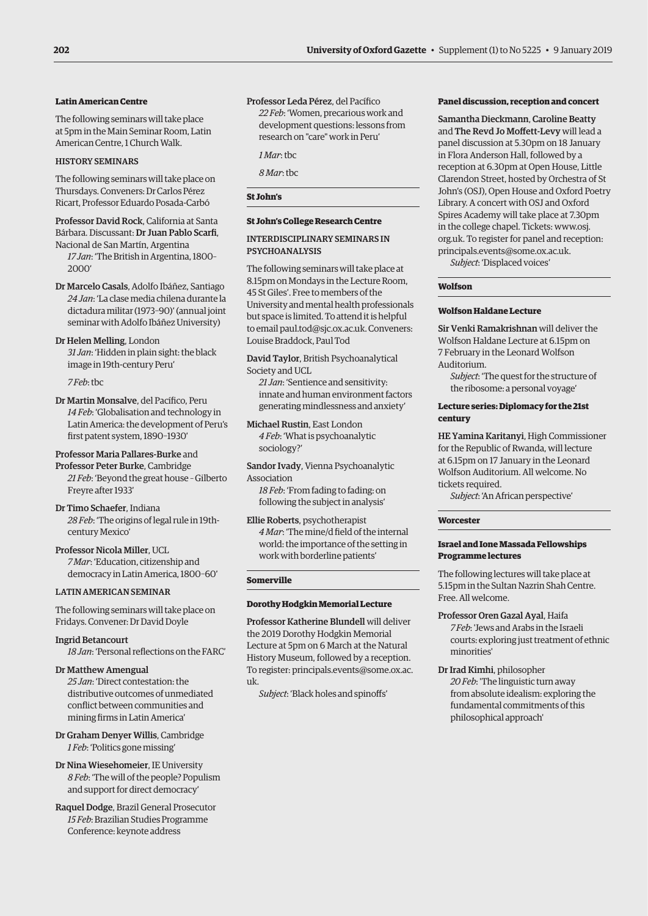### Latin American Centre

The following seminars will take place at 5pm in the Main Seminar Room, Latin American Centre, 1 Church Walk.

#### HISTORY SEMINARS

The following seminars will take place on Thursdays. Conveners: Dr Carlos Pérez Ricart, Professor Eduardo Posada-Carbó

Professor David Rock, California at Santa Bárbara. Discussant: Dr Juan Pablo Scarfi, Nacional de San Martín, Argentina
*17 Jan*: 'The British in Argentina, 1800–2000'

Dr Marcelo Casals, Adolfo Ibáñez, Santiago
*24 Jan*: 'La clase media chilena durante la dictadura militar (1973–90)' (annual joint seminar with Adolfo Ibáñez University)

Dr Helen Melling, London
*31 Jan*: 'Hidden in plain sight: the black image in 19th-century Peru'

*7 Feb*: tbc

Dr Martin Monsalve, del Pacífico, Peru
*14 Feb*: 'Globalisation and technology in Latin America: the development of Peru's first patent system, 1890–1930'

Professor Maria Pallares-Burke and Professor Peter Burke, Cambridge
*21 Feb*: 'Beyond the great house – Gilberto Freyre after 1933'

Dr Timo Schaefer, Indiana
*28 Feb*: 'The origins of legal rule in 19th-century Mexico'

Professor Nicola Miller, UCL
*7 Mar*: 'Education, citizenship and democracy in Latin America, 1800–60'

#### LATIN AMERICAN SEMINAR

The following seminars will take place on Fridays. Convener: Dr David Doyle

Ingrid Betancourt
*18 Jan*: 'Personal reflections on the FARC'

Dr Matthew Amengual
*25 Jan*: 'Direct contestation: the distributive outcomes of unmediated conflict between communities and mining firms in Latin America'

Dr Graham Denyer Willis, Cambridge
*1 Feb*: 'Politics gone missing'

Dr Nina Wiesehomeier, IE University
*8 Feb*: 'The will of the people? Populism and support for direct democracy'

Raquel Dodge, Brazil General Prosecutor
*15 Feb*: Brazilian Studies Programme Conference: keynote address

Professor Leda Pérez, del Pacífico
*22 Feb*: 'Women, precarious work and development questions: lessons from research on "care" work in Peru'

*1 Mar*: tbc

*8 Mar*: tbc

### St John's

#### St John's College Research Centre

#### INTERDISCIPLINARY SEMINARS IN PSYCHOANALYSIS

The following seminars will take place at 8.15pm on Mondays in the Lecture Room, 45 St Giles'. Free to members of the University and mental health professionals but space is limited. To attend it is helpful to email paul.tod@sjc.ox.ac.uk. Conveners: Louise Braddock, Paul Tod

David Taylor, British Psychoanalytical Society and UCL
*21 Jan*: 'Sentience and sensitivity: innate and human environment factors generating mindlessness and anxiety'

Michael Rustin, East London
*4 Feb*: 'What is psychoanalytic sociology?'

Sandor Ivady, Vienna Psychoanalytic Association
*18 Feb*: 'From fading to fading: on following the subject in analysis'

Ellie Roberts, psychotherapist
*4 Mar*: 'The mine/d field of the internal world: the importance of the setting in work with borderline patients'

### Somerville

#### Dorothy Hodgkin Memorial Lecture

Professor Katherine Blundell will deliver the 2019 Dorothy Hodgkin Memorial Lecture at 5pm on 6 March at the Natural History Museum, followed by a reception. To register: principals.events@some.ox.ac.uk.
*Subject*: 'Black holes and spinoffs'

#### Panel discussion, reception and concert

Samantha Dieckmann, Caroline Beatty and The Revd Jo Moffett-Levy will lead a panel discussion at 5.30pm on 18 January in Flora Anderson Hall, followed by a reception at 6.30pm at Open House, Little Clarendon Street, hosted by Orchestra of St John's (OSJ), Open House and Oxford Poetry Library. A concert with OSJ and Oxford Spires Academy will take place at 7.30pm in the college chapel. Tickets: www.osj.org.uk. To register for panel and reception: principals.events@some.ox.ac.uk.
*Subject*: 'Displaced voices'

### Wolfson

#### Wolfson Haldane Lecture

Sir Venki Ramakrishnan will deliver the Wolfson Haldane Lecture at 6.15pm on 7 February in the Leonard Wolfson Auditorium.
*Subject*: 'The quest for the structure of the ribosome: a personal voyage'

#### Lecture series: Diplomacy for the 21st century

HE Yamina Karitanyi, High Commissioner for the Republic of Rwanda, will lecture at 6.15pm on 17 January in the Leonard Wolfson Auditorium. All welcome. No tickets required.
*Subject*: 'An African perspective'

### Worcester

#### Israel and Ione Massada Fellowships Programme lectures

The following lectures will take place at 5.15pm in the Sultan Nazrin Shah Centre. Free. All welcome.

Professor Oren Gazal Ayal, Haifa
*7 Feb*: 'Jews and Arabs in the Israeli courts: exploring just treatment of ethnic minorities'

Dr Irad Kimhi, philosopher
*20 Feb*: 'The linguistic turn away from absolute idealism: exploring the fundamental commitments of this philosophical approach'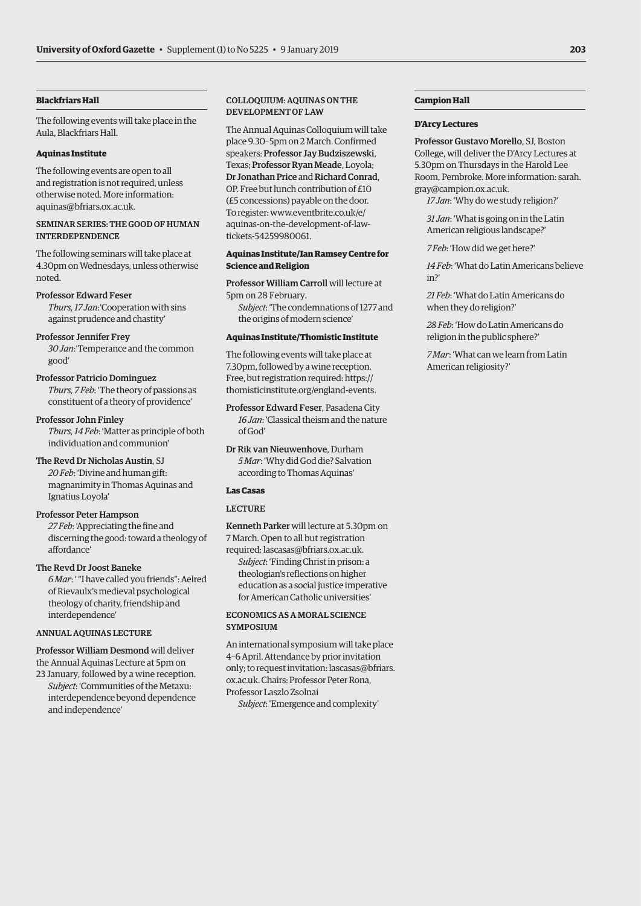### Blackfriars Hall

The following events will take place in the Aula, Blackfriars Hall.

#### Aquinas Institute

The following events are open to all and registration is not required, unless otherwise noted. More information: aquinas@bfriars.ox.ac.uk.

SEMINAR SERIES: THE GOOD OF HUMAN INTERDEPENDENCE

The following seminars will take place at 4.30pm on Wednesdays, unless otherwise noted.

Professor Edward Feser
*Thurs, 17 Jan*: 'Cooperation with sins against prudence and chastity'

Professor Jennifer Frey
*30 Jan*: 'Temperance and the common good'

Professor Patricio Dominguez
*Thurs, 7 Feb*: 'The theory of passions as constituent of a theory of providence'

Professor John Finley
*Thurs, 14 Feb*: 'Matter as principle of both individuation and communion'

The Revd Dr Nicholas Austin, SJ
*20 Feb*: 'Divine and human gift: magnanimity in Thomas Aquinas and Ignatius Loyola'

Professor Peter Hampson
*27 Feb*: 'Appreciating the fine and discerning the good: toward a theology of affordance'

The Revd Dr Joost Baneke
*6 Mar*: ' "I have called you friends": Aelred of Rievaulx's medieval psychological theology of charity, friendship and interdependence'

ANNUAL AQUINAS LECTURE

Professor William Desmond will deliver the Annual Aquinas Lecture at 5pm on 23 January, followed by a wine reception.
*Subject*: 'Communities of the Metaxu: interdependence beyond dependence and independence'

COLLOQUIUM: AQUINAS ON THE DEVELOPMENT OF LAW

The Annual Aquinas Colloquium will take place 9.30–5pm on 2 March. Confirmed speakers: Professor Jay Budziszewski, Texas; Professor Ryan Meade, Loyola; Dr Jonathan Price and Richard Conrad, OP. Free but lunch contribution of £10 (£5 concessions) payable on the door. To register: www.eventbrite.co.uk/e/aquinas-on-the-development-of-law-tickets-54259980061.

#### Aquinas Institute/Ian Ramsey Centre for Science and Religion

Professor William Carroll will lecture at 5pm on 28 February.
*Subject*: 'The condemnations of 1277 and the origins of modern science'

#### Aquinas Institute/Thomistic Institute

The following events will take place at 7.30pm, followed by a wine reception. Free, but registration required: https://thomisticinstitute.org/england-events.

Professor Edward Feser, Pasadena City
*16 Jan*: 'Classical theism and the nature of God'

Dr Rik van Nieuwenhove, Durham
*5 Mar*: 'Why did God die? Salvation according to Thomas Aquinas'

#### Las Casas

LECTURE

Kenneth Parker will lecture at 5.30pm on 7 March. Open to all but registration required: lascasas@bfriars.ox.ac.uk.
*Subject*: 'Finding Christ in prison: a theologian's reflections on higher education as a social justice imperative for American Catholic universities'

ECONOMICS AS A MORAL SCIENCE SYMPOSIUM

An international symposium will take place 4–6 April. Attendance by prior invitation only; to request invitation: lascasas@bfriars.ox.ac.uk. Chairs: Professor Peter Rona, Professor Laszlo Zsolnai
*Subject*: 'Emergence and complexity'

### Campion Hall

#### D'Arcy Lectures

Professor Gustavo Morello, SJ, Boston College, will deliver the D'Arcy Lectures at 5.30pm on Thursdays in the Harold Lee Room, Pembroke. More information: sarah.gray@campion.ox.ac.uk.

*17 Jan*: 'Why do we study religion?'

*31 Jan*: 'What is going on in the Latin American religious landscape?'

*7 Feb*: 'How did we get here?'

*14 Feb*: 'What do Latin Americans believe in?'

*21 Feb*: 'What do Latin Americans do when they do religion?'

*28 Feb*: 'How do Latin Americans do religion in the public sphere?'

*7 Mar*: 'What can we learn from Latin American religiosity?'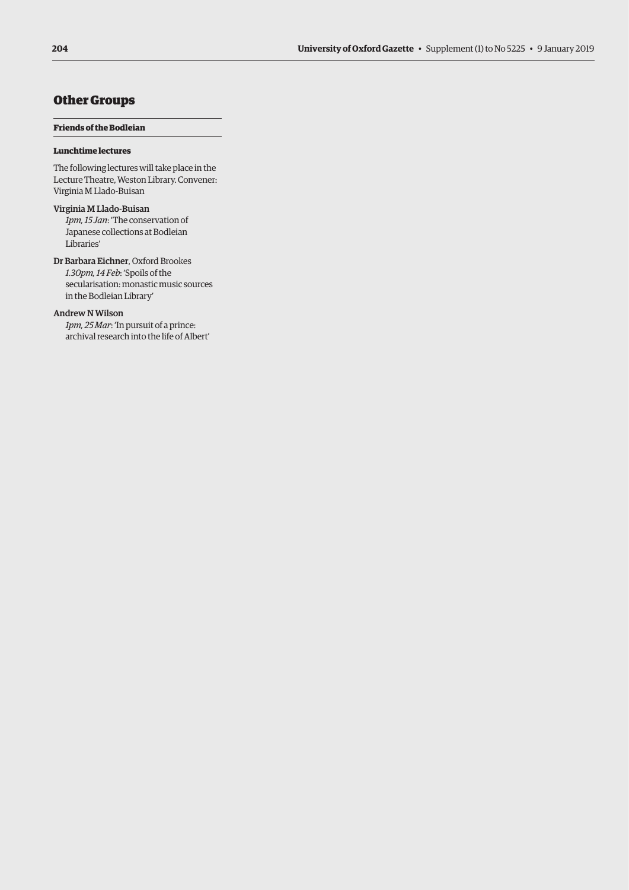## Other Groups

### Friends of the Bodleian

**Lunchtime lectures**

The following lectures will take place in the Lecture Theatre, Weston Library. Convener: Virginia M Llado-Buisan

Virginia M Llado-Buisan
*1pm, 15 Jan*: 'The conservation of Japanese collections at Bodleian Libraries'

Dr Barbara Eichner, Oxford Brookes
*1.30pm, 14 Feb*: 'Spoils of the secularisation: monastic music sources in the Bodleian Library'

Andrew N Wilson
*1pm, 25 Mar*: 'In pursuit of a prince: archival research into the life of Albert'